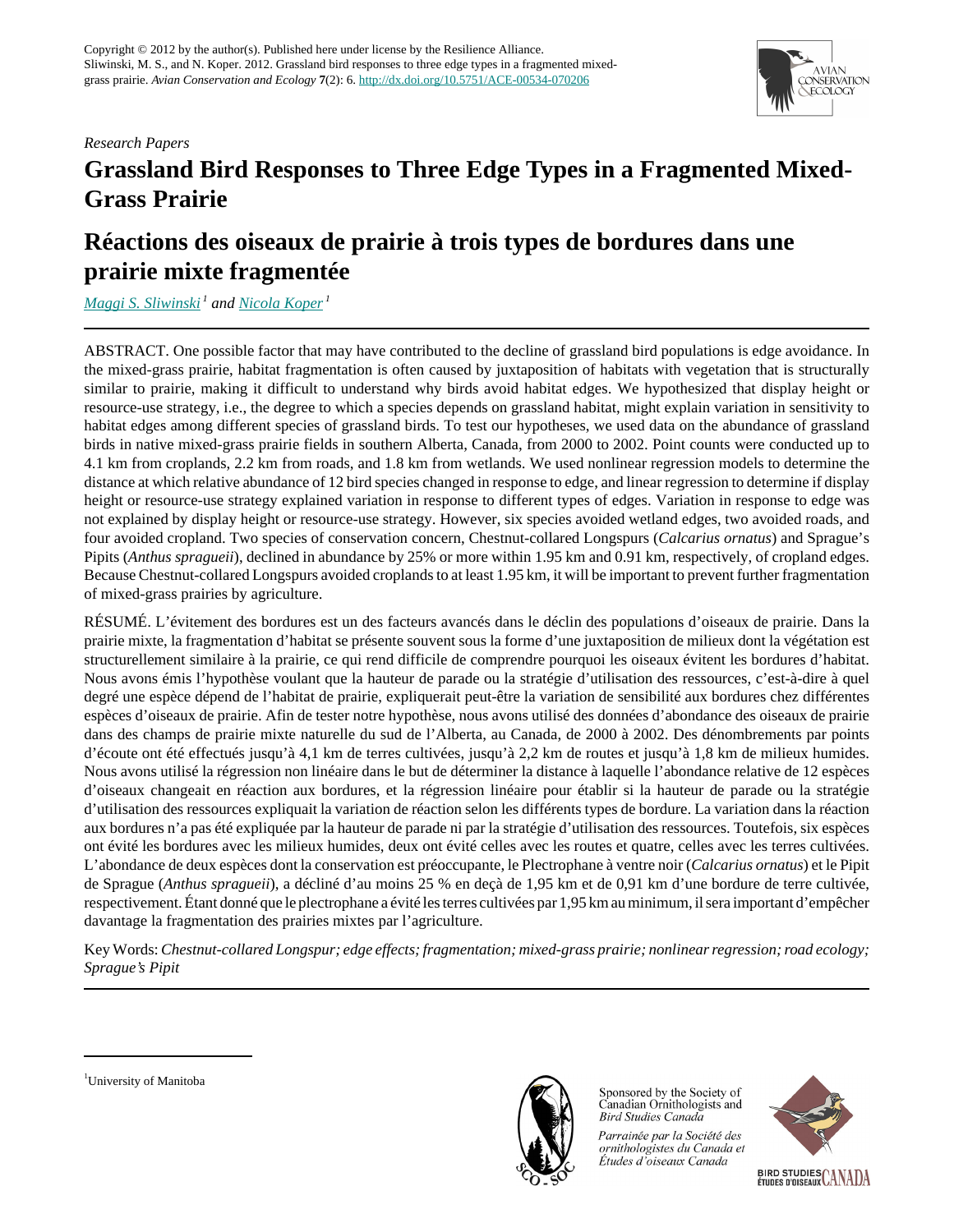Copyright © 2012 by the author(s). Published here under license by the Resilience Alliance.
Sliwinski, M. S., and N. Koper. 2012. Grassland bird responses to three edge types in a fragmented mixed-grass prairie. *Avian Conservation and Ecology* **7**(2): 6. http://dx.doi.org/10.5751/ACE-00534-070206

*Research Papers*

# Grassland Bird Responses to Three Edge Types in a Fragmented Mixed-Grass Prairie

# Réactions des oiseaux de prairie à trois types de bordures dans une prairie mixte fragmentée

*Maggi S. Sliwinski*[1] *and Nicola Koper*[1]

ABSTRACT. One possible factor that may have contributed to the decline of grassland bird populations is edge avoidance. In the mixed-grass prairie, habitat fragmentation is often caused by juxtaposition of habitats with vegetation that is structurally similar to prairie, making it difficult to understand why birds avoid habitat edges. We hypothesized that display height or resource-use strategy, i.e., the degree to which a species depends on grassland habitat, might explain variation in sensitivity to habitat edges among different species of grassland birds. To test our hypotheses, we used data on the abundance of grassland birds in native mixed-grass prairie fields in southern Alberta, Canada, from 2000 to 2002. Point counts were conducted up to 4.1 km from croplands, 2.2 km from roads, and 1.8 km from wetlands. We used nonlinear regression models to determine the distance at which relative abundance of 12 bird species changed in response to edge, and linear regression to determine if display height or resource-use strategy explained variation in response to different types of edges. Variation in response to edge was not explained by display height or resource-use strategy. However, six species avoided wetland edges, two avoided roads, and four avoided cropland. Two species of conservation concern, Chestnut-collared Longspurs (*Calcarius ornatus*) and Sprague's Pipits (*Anthus spragueii*), declined in abundance by 25% or more within 1.95 km and 0.91 km, respectively, of cropland edges. Because Chestnut-collared Longspurs avoided croplands to at least 1.95 km, it will be important to prevent further fragmentation of mixed-grass prairies by agriculture.

RÉSUMÉ. L'évitement des bordures est un des facteurs avancés dans le déclin des populations d'oiseaux de prairie. Dans la prairie mixte, la fragmentation d'habitat se présente souvent sous la forme d'une juxtaposition de milieux dont la végétation est structurellement similaire à la prairie, ce qui rend difficile de comprendre pourquoi les oiseaux évitent les bordures d'habitat. Nous avons émis l'hypothèse voulant que la hauteur de parade ou la stratégie d'utilisation des ressources, c'est-à-dire à quel degré une espèce dépend de l'habitat de prairie, expliquerait peut-être la variation de sensibilité aux bordures chez différentes espèces d'oiseaux de prairie. Afin de tester notre hypothèse, nous avons utilisé des données d'abondance des oiseaux de prairie dans des champs de prairie mixte naturelle du sud de l'Alberta, au Canada, de 2000 à 2002. Des dénombrements par points d'écoute ont été effectués jusqu'à 4,1 km de terres cultivées, jusqu'à 2,2 km de routes et jusqu'à 1,8 km de milieux humides. Nous avons utilisé la régression non linéaire dans le but de déterminer la distance à laquelle l'abondance relative de 12 espèces d'oiseaux changeait en réaction aux bordures, et la régression linéaire pour établir si la hauteur de parade ou la stratégie d'utilisation des ressources expliquait la variation de réaction selon les différents types de bordure. La variation dans la réaction aux bordures n'a pas été expliquée par la hauteur de parade ni par la stratégie d'utilisation des ressources. Toutefois, six espèces ont évité les bordures avec les milieux humides, deux ont évité celles avec les routes et quatre, celles avec les terres cultivées. L'abondance de deux espèces dont la conservation est préoccupante, le Plectrophane à ventre noir (*Calcarius ornatus*) et le Pipit de Sprague (*Anthus spragueii*), a décliné d'au moins 25 % en deçà de 1,95 km et de 0,91 km d'une bordure de terre cultivée, respectivement. Étant donné que le plectrophane a évité les terres cultivées par 1,95 km au minimum, il sera important d'empêcher davantage la fragmentation des prairies mixtes par l'agriculture.

Key Words: *Chestnut-collared Longspur; edge effects; fragmentation; mixed-grass prairie; nonlinear regression; road ecology; Sprague's Pipit*

[1]University of Manitoba

Sponsored by the Society of Canadian Ornithologists and Bird Studies Canada

*Parrainée par la Société des ornithologistes du Canada et Études d'oiseaux Canada*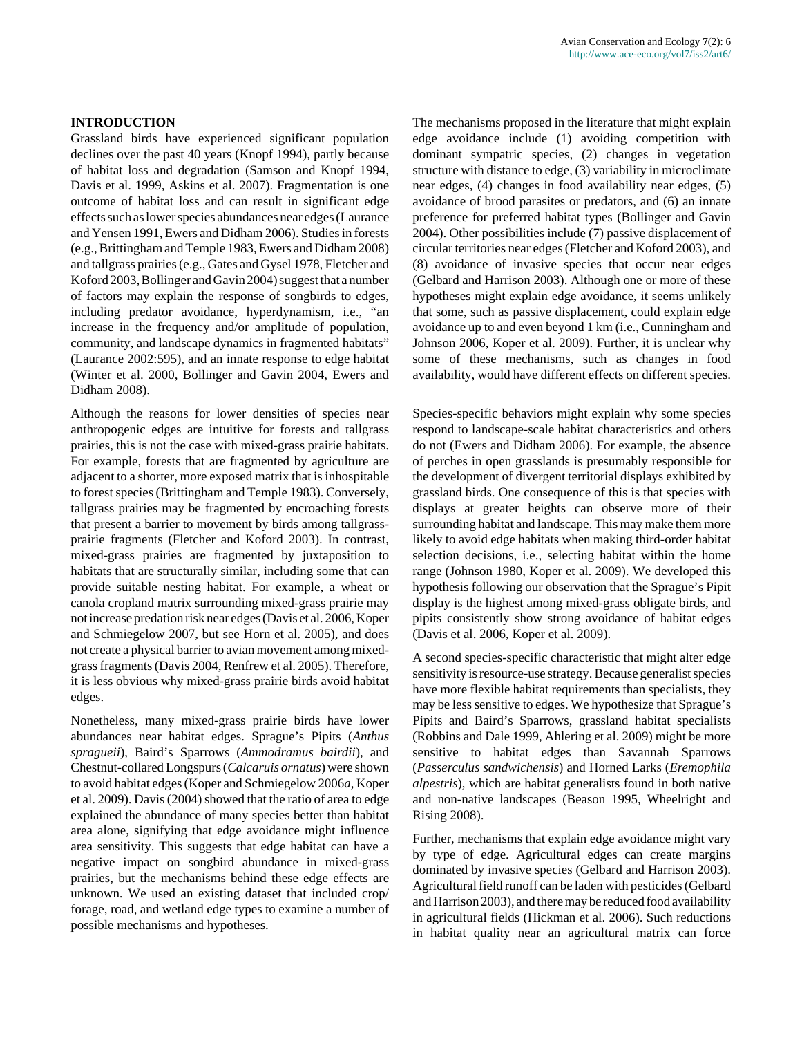## INTRODUCTION

Grassland birds have experienced significant population declines over the past 40 years (Knopf 1994), partly because of habitat loss and degradation (Samson and Knopf 1994, Davis et al. 1999, Askins et al. 2007). Fragmentation is one outcome of habitat loss and can result in significant edge effects such as lower species abundances near edges (Laurance and Yensen 1991, Ewers and Didham 2006). Studies in forests (e.g., Brittingham and Temple 1983, Ewers and Didham 2008) and tallgrass prairies (e.g., Gates and Gysel 1978, Fletcher and Koford 2003, Bollinger and Gavin 2004) suggest that a number of factors may explain the response of songbirds to edges, including predator avoidance, hyperdynamism, i.e., "an increase in the frequency and/or amplitude of population, community, and landscape dynamics in fragmented habitats" (Laurance 2002:595), and an innate response to edge habitat (Winter et al. 2000, Bollinger and Gavin 2004, Ewers and Didham 2008).

Although the reasons for lower densities of species near anthropogenic edges are intuitive for forests and tallgrass prairies, this is not the case with mixed-grass prairie habitats. For example, forests that are fragmented by agriculture are adjacent to a shorter, more exposed matrix that is inhospitable to forest species (Brittingham and Temple 1983). Conversely, tallgrass prairies may be fragmented by encroaching forests that present a barrier to movement by birds among tallgrass-prairie fragments (Fletcher and Koford 2003). In contrast, mixed-grass prairies are fragmented by juxtaposition to habitats that are structurally similar, including some that can provide suitable nesting habitat. For example, a wheat or canola cropland matrix surrounding mixed-grass prairie may not increase predation risk near edges (Davis et al. 2006, Koper and Schmiegelow 2007, but see Horn et al. 2005), and does not create a physical barrier to avian movement among mixed-grass fragments (Davis 2004, Renfrew et al. 2005). Therefore, it is less obvious why mixed-grass prairie birds avoid habitat edges.

Nonetheless, many mixed-grass prairie birds have lower abundances near habitat edges. Sprague's Pipits (*Anthus spragueii*), Baird's Sparrows (*Ammodramus bairdii*), and Chestnut-collared Longspurs (*Calcaruis ornatus*) were shown to avoid habitat edges (Koper and Schmiegelow 2006*a*, Koper et al. 2009). Davis (2004) showed that the ratio of area to edge explained the abundance of many species better than habitat area alone, signifying that edge avoidance might influence area sensitivity. This suggests that edge habitat can have a negative impact on songbird abundance in mixed-grass prairies, but the mechanisms behind these edge effects are unknown. We used an existing dataset that included crop/forage, road, and wetland edge types to examine a number of possible mechanisms and hypotheses.

The mechanisms proposed in the literature that might explain edge avoidance include (1) avoiding competition with dominant sympatric species, (2) changes in vegetation structure with distance to edge, (3) variability in microclimate near edges, (4) changes in food availability near edges, (5) avoidance of brood parasites or predators, and (6) an innate preference for preferred habitat types (Bollinger and Gavin 2004). Other possibilities include (7) passive displacement of circular territories near edges (Fletcher and Koford 2003), and (8) avoidance of invasive species that occur near edges (Gelbard and Harrison 2003). Although one or more of these hypotheses might explain edge avoidance, it seems unlikely that some, such as passive displacement, could explain edge avoidance up to and even beyond 1 km (i.e., Cunningham and Johnson 2006, Koper et al. 2009). Further, it is unclear why some of these mechanisms, such as changes in food availability, would have different effects on different species.

Species-specific behaviors might explain why some species respond to landscape-scale habitat characteristics and others do not (Ewers and Didham 2006). For example, the absence of perches in open grasslands is presumably responsible for the development of divergent territorial displays exhibited by grassland birds. One consequence of this is that species with displays at greater heights can observe more of their surrounding habitat and landscape. This may make them more likely to avoid edge habitats when making third-order habitat selection decisions, i.e., selecting habitat within the home range (Johnson 1980, Koper et al. 2009). We developed this hypothesis following our observation that the Sprague's Pipit display is the highest among mixed-grass obligate birds, and pipits consistently show strong avoidance of habitat edges (Davis et al. 2006, Koper et al. 2009).

A second species-specific characteristic that might alter edge sensitivity is resource-use strategy. Because generalist species have more flexible habitat requirements than specialists, they may be less sensitive to edges. We hypothesize that Sprague's Pipits and Baird's Sparrows, grassland habitat specialists (Robbins and Dale 1999, Ahlering et al. 2009) might be more sensitive to habitat edges than Savannah Sparrows (*Passerculus sandwichensis*) and Horned Larks (*Eremophila alpestris*), which are habitat generalists found in both native and non-native landscapes (Beason 1995, Wheelright and Rising 2008).

Further, mechanisms that explain edge avoidance might vary by type of edge. Agricultural edges can create margins dominated by invasive species (Gelbard and Harrison 2003). Agricultural field runoff can be laden with pesticides (Gelbard and Harrison 2003), and there may be reduced food availability in agricultural fields (Hickman et al. 2006). Such reductions in habitat quality near an agricultural matrix can force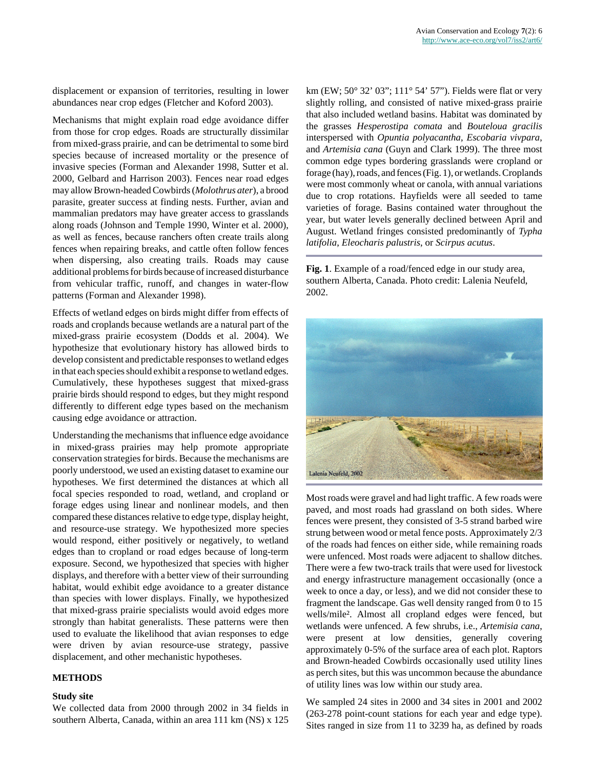displacement or expansion of territories, resulting in lower abundances near crop edges (Fletcher and Koford 2003).

Mechanisms that might explain road edge avoidance differ from those for crop edges. Roads are structurally dissimilar from mixed-grass prairie, and can be detrimental to some bird species because of increased mortality or the presence of invasive species (Forman and Alexander 1998, Sutter et al. 2000, Gelbard and Harrison 2003). Fences near road edges may allow Brown-headed Cowbirds (*Molothrus ater*), a brood parasite, greater success at finding nests. Further, avian and mammalian predators may have greater access to grasslands along roads (Johnson and Temple 1990, Winter et al. 2000), as well as fences, because ranchers often create trails along fences when repairing breaks, and cattle often follow fences when dispersing, also creating trails. Roads may cause additional problems for birds because of increased disturbance from vehicular traffic, runoff, and changes in water-flow patterns (Forman and Alexander 1998).

Effects of wetland edges on birds might differ from effects of roads and croplands because wetlands are a natural part of the mixed-grass prairie ecosystem (Dodds et al. 2004). We hypothesize that evolutionary history has allowed birds to develop consistent and predictable responses to wetland edges in that each species should exhibit a response to wetland edges. Cumulatively, these hypotheses suggest that mixed-grass prairie birds should respond to edges, but they might respond differently to different edge types based on the mechanism causing edge avoidance or attraction.

Understanding the mechanisms that influence edge avoidance in mixed-grass prairies may help promote appropriate conservation strategies for birds. Because the mechanisms are poorly understood, we used an existing dataset to examine our hypotheses. We first determined the distances at which all focal species responded to road, wetland, and cropland or forage edges using linear and nonlinear models, and then compared these distances relative to edge type, display height, and resource-use strategy. We hypothesized more species would respond, either positively or negatively, to wetland edges than to cropland or road edges because of long-term exposure. Second, we hypothesized that species with higher displays, and therefore with a better view of their surrounding habitat, would exhibit edge avoidance to a greater distance than species with lower displays. Finally, we hypothesized that mixed-grass prairie specialists would avoid edges more strongly than habitat generalists. These patterns were then used to evaluate the likelihood that avian responses to edge were driven by avian resource-use strategy, passive displacement, and other mechanistic hypotheses.

## METHODS

### Study site

We collected data from 2000 through 2002 in 34 fields in southern Alberta, Canada, within an area 111 km (NS) x 125 km (EW; 50° 32' 03"; 111° 54' 57"). Fields were flat or very slightly rolling, and consisted of native mixed-grass prairie that also included wetland basins. Habitat was dominated by the grasses *Hesperostipa comata* and *Bouteloua gracilis* interspersed with *Opuntia polyacantha*, *Escobaria vivpara*, and *Artemisia cana* (Guyn and Clark 1999). The three most common edge types bordering grasslands were cropland or forage (hay), roads, and fences (Fig. 1), or wetlands. Croplands were most commonly wheat or canola, with annual variations due to crop rotations. Hayfields were all seeded to tame varieties of forage. Basins contained water throughout the year, but water levels generally declined between April and August. Wetland fringes consisted predominantly of *Typha latifolia*, *Eleocharis palustris*, or *Scirpus acutus*.

**Fig. 1**. Example of a road/fenced edge in our study area, southern Alberta, Canada. Photo credit: Lalenia Neufeld, 2002.

Most roads were gravel and had light traffic. A few roads were paved, and most roads had grassland on both sides. Where fences were present, they consisted of 3-5 strand barbed wire strung between wood or metal fence posts. Approximately 2/3 of the roads had fences on either side, while remaining roads were unfenced. Most roads were adjacent to shallow ditches. There were a few two-track trails that were used for livestock and energy infrastructure management occasionally (once a week to once a day, or less), and we did not consider these to fragment the landscape. Gas well density ranged from 0 to 15 wells/mile². Almost all cropland edges were fenced, but wetlands were unfenced. A few shrubs, i.e., *Artemisia cana*, were present at low densities, generally covering approximately 0-5% of the surface area of each plot. Raptors and Brown-headed Cowbirds occasionally used utility lines as perch sites, but this was uncommon because the abundance of utility lines was low within our study area.

We sampled 24 sites in 2000 and 34 sites in 2001 and 2002 (263-278 point-count stations for each year and edge type). Sites ranged in size from 11 to 3239 ha, as defined by roads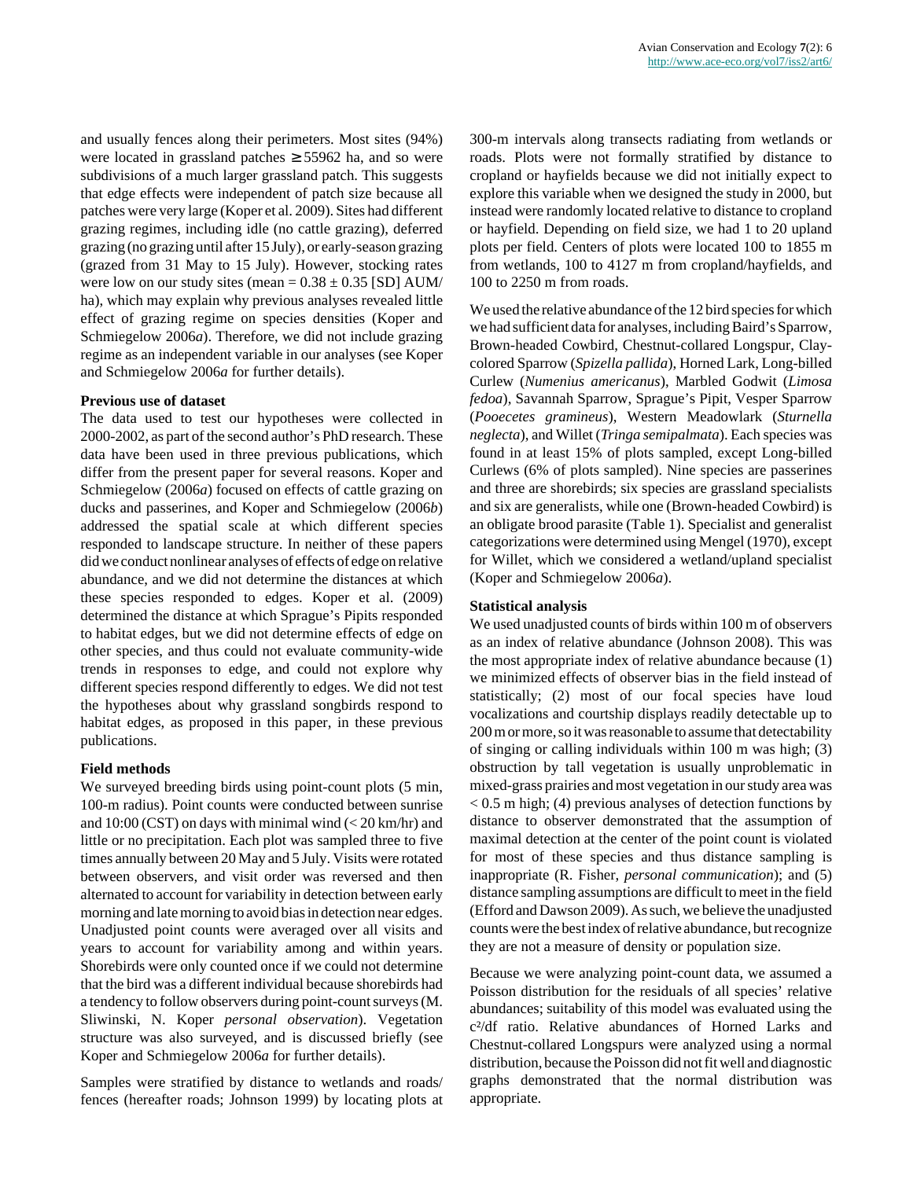and usually fences along their perimeters. Most sites (94%) were located in grassland patches ≥ 55962 ha, and so were subdivisions of a much larger grassland patch. This suggests that edge effects were independent of patch size because all patches were very large (Koper et al. 2009). Sites had different grazing regimes, including idle (no cattle grazing), deferred grazing (no grazing until after 15 July), or early-season grazing (grazed from 31 May to 15 July). However, stocking rates were low on our study sites (mean = 0.38 ± 0.35 [SD] AUM/ha), which may explain why previous analyses revealed little effect of grazing regime on species densities (Koper and Schmiegelow 2006*a*). Therefore, we did not include grazing regime as an independent variable in our analyses (see Koper and Schmiegelow 2006*a* for further details).

**Previous use of dataset**

The data used to test our hypotheses were collected in 2000-2002, as part of the second author's PhD research. These data have been used in three previous publications, which differ from the present paper for several reasons. Koper and Schmiegelow (2006*a*) focused on effects of cattle grazing on ducks and passerines, and Koper and Schmiegelow (2006*b*) addressed the spatial scale at which different species responded to landscape structure. In neither of these papers did we conduct nonlinear analyses of effects of edge on relative abundance, and we did not determine the distances at which these species responded to edges. Koper et al. (2009) determined the distance at which Sprague's Pipits responded to habitat edges, but we did not determine effects of edge on other species, and thus could not evaluate community-wide trends in responses to edge, and could not explore why different species respond differently to edges. We did not test the hypotheses about why grassland songbirds respond to habitat edges, as proposed in this paper, in these previous publications.

**Field methods**

We surveyed breeding birds using point-count plots (5 min, 100-m radius). Point counts were conducted between sunrise and 10:00 (CST) on days with minimal wind (< 20 km/hr) and little or no precipitation. Each plot was sampled three to five times annually between 20 May and 5 July. Visits were rotated between observers, and visit order was reversed and then alternated to account for variability in detection between early morning and late morning to avoid bias in detection near edges. Unadjusted point counts were averaged over all visits and years to account for variability among and within years. Shorebirds were only counted once if we could not determine that the bird was a different individual because shorebirds had a tendency to follow observers during point-count surveys (M. Sliwinski, N. Koper *personal observation*). Vegetation structure was also surveyed, and is discussed briefly (see Koper and Schmiegelow 2006*a* for further details).

Samples were stratified by distance to wetlands and roads/fences (hereafter roads; Johnson 1999) by locating plots at 300-m intervals along transects radiating from wetlands or roads. Plots were not formally stratified by distance to cropland or hayfields because we did not initially expect to explore this variable when we designed the study in 2000, but instead were randomly located relative to distance to cropland or hayfield. Depending on field size, we had 1 to 20 upland plots per field. Centers of plots were located 100 to 1855 m from wetlands, 100 to 4127 m from cropland/hayfields, and 100 to 2250 m from roads.

We used the relative abundance of the 12 bird species for which we had sufficient data for analyses, including Baird's Sparrow, Brown-headed Cowbird, Chestnut-collared Longspur, Clay-colored Sparrow (*Spizella pallida*), Horned Lark, Long-billed Curlew (*Numenius americanus*), Marbled Godwit (*Limosa fedoa*), Savannah Sparrow, Sprague's Pipit, Vesper Sparrow (*Pooecetes gramineus*), Western Meadowlark (*Sturnella neglecta*), and Willet (*Tringa semipalmata*). Each species was found in at least 15% of plots sampled, except Long-billed Curlews (6% of plots sampled). Nine species are passerines and three are shorebirds; six species are grassland specialists and six are generalists, while one (Brown-headed Cowbird) is an obligate brood parasite (Table 1). Specialist and generalist categorizations were determined using Mengel (1970), except for Willet, which we considered a wetland/upland specialist (Koper and Schmiegelow 2006*a*).

**Statistical analysis**

We used unadjusted counts of birds within 100 m of observers as an index of relative abundance (Johnson 2008). This was the most appropriate index of relative abundance because (1) we minimized effects of observer bias in the field instead of statistically; (2) most of our focal species have loud vocalizations and courtship displays readily detectable up to 200 m or more, so it was reasonable to assume that detectability of singing or calling individuals within 100 m was high; (3) obstruction by tall vegetation is usually unproblematic in mixed-grass prairies and most vegetation in our study area was < 0.5 m high; (4) previous analyses of detection functions by distance to observer demonstrated that the assumption of maximal detection at the center of the point count is violated for most of these species and thus distance sampling is inappropriate (R. Fisher, *personal communication*); and (5) distance sampling assumptions are difficult to meet in the field (Efford and Dawson 2009). As such, we believe the unadjusted counts were the best index of relative abundance, but recognize they are not a measure of density or population size.

Because we were analyzing point-count data, we assumed a Poisson distribution for the residuals of all species' relative abundances; suitability of this model was evaluated using the $c^2$/df ratio. Relative abundances of Horned Larks and Chestnut-collared Longspurs were analyzed using a normal distribution, because the Poisson did not fit well and diagnostic graphs demonstrated that the normal distribution was appropriate.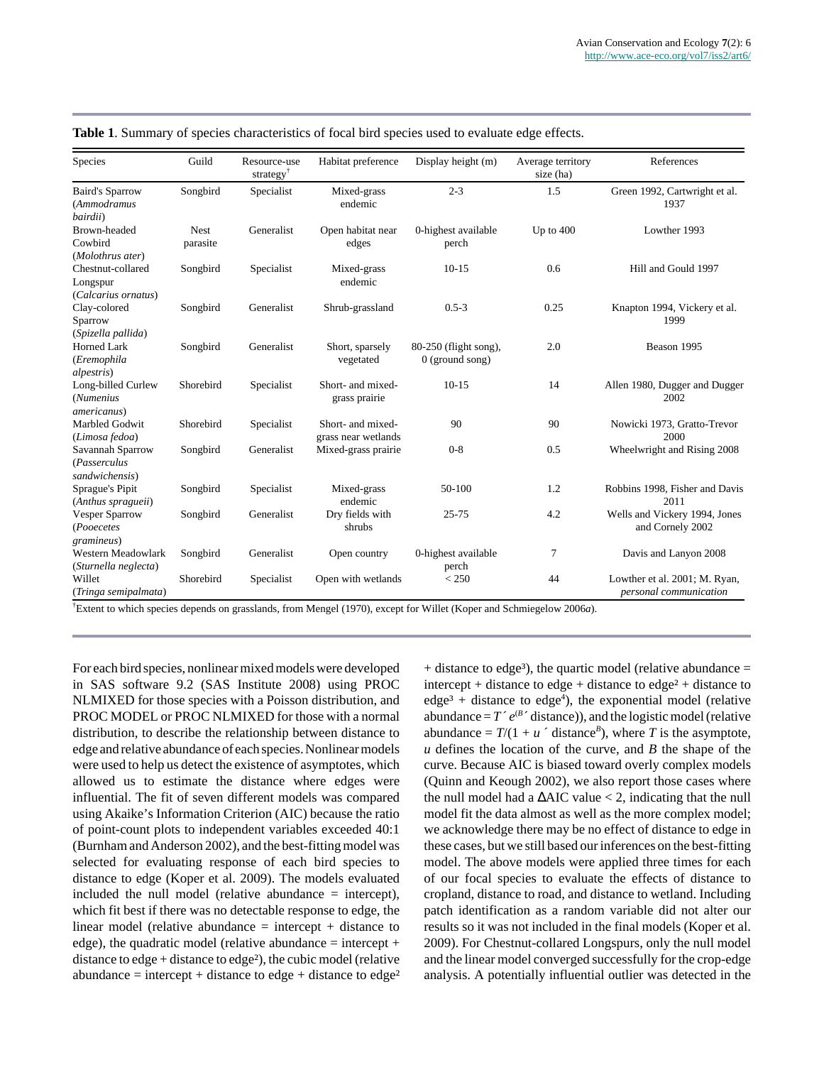**Table 1**. Summary of species characteristics of focal bird species used to evaluate edge effects.

| Species | Guild | Resource-use strategy[†] | Habitat preference | Display height (m) | Average territory size (ha) | References |
|---|---|---|---|---|---|---|
| Baird's Sparrow (*Ammodramus bairdii*) | Songbird | Specialist | Mixed-grass endemic | 2-3 | 1.5 | Green 1992, Cartwright et al. 1937 |
| Brown-headed Cowbird (*Molothrus ater*) | Nest parasite | Generalist | Open habitat near edges | 0-highest available perch | Up to 400 | Lowther 1993 |
| Chestnut-collared Longspur (*Calcarius ornatus*) | Songbird | Specialist | Mixed-grass endemic | 10-15 | 0.6 | Hill and Gould 1997 |
| Clay-colored Sparrow (*Spizella pallida*) | Songbird | Generalist | Shrub-grassland | 0.5-3 | 0.25 | Knapton 1994, Vickery et al. 1999 |
| Horned Lark (*Eremophila alpestris*) | Songbird | Generalist | Short, sparsely vegetated | 80-250 (flight song), 0 (ground song) | 2.0 | Beason 1995 |
| Long-billed Curlew (*Numenius americanus*) | Shorebird | Specialist | Short- and mixed-grass prairie | 10-15 | 14 | Allen 1980, Dugger and Dugger 2002 |
| Marbled Godwit (*Limosa fedoa*) | Shorebird | Specialist | Short- and mixed-grass near wetlands | 90 | 90 | Nowicki 1973, Gratto-Trevor 2000 |
| Savannah Sparrow (*Passerculus sandwichensis*) | Songbird | Generalist | Mixed-grass prairie | 0-8 | 0.5 | Wheelwright and Rising 2008 |
| Sprague's Pipit (*Anthus spragueii*) | Songbird | Specialist | Mixed-grass endemic | 50-100 | 1.2 | Robbins 1998, Fisher and Davis 2011 |
| Vesper Sparrow (*Pooecetes gramineus*) | Songbird | Generalist | Dry fields with shrubs | 25-75 | 4.2 | Wells and Vickery 1994, Jones and Cornely 2002 |
| Western Meadowlark (*Sturnella neglecta*) | Songbird | Generalist | Open country | 0-highest available perch | 7 | Davis and Lanyon 2008 |
| Willet (*Tringa semipalmata*) | Shorebird | Specialist | Open with wetlands | < 250 | 44 | Lowther et al. 2001; M. Ryan, *personal communication* |

[†]Extent to which species depends on grasslands, from Mengel (1970), except for Willet (Koper and Schmiegelow 2006*a*).

For each bird species, nonlinear mixed models were developed in SAS software 9.2 (SAS Institute 2008) using PROC NLMIXED for those species with a Poisson distribution, and PROC MODEL or PROC NLMIXED for those with a normal distribution, to describe the relationship between distance to edge and relative abundance of each species. Nonlinear models were used to help us detect the existence of asymptotes, which allowed us to estimate the distance where edges were influential. The fit of seven different models was compared using Akaike's Information Criterion (AIC) because the ratio of point-count plots to independent variables exceeded 40:1 (Burnham and Anderson 2002), and the best-fitting model was selected for evaluating response of each bird species to distance to edge (Koper et al. 2009). The models evaluated included the null model (relative abundance = intercept), which fit best if there was no detectable response to edge, the linear model (relative abundance = intercept + distance to edge), the quadratic model (relative abundance = intercept + distance to edge + distance to edge$^2$), the cubic model (relative abundance = intercept + distance to edge + distance to edge$^2$ + distance to edge$^3$), the quartic model (relative abundance = intercept + distance to edge + distance to edge$^2$ + distance to edge$^3$ + distance to edge$^4$), the exponential model (relative abundance = $T \times e^{(B \times \text{distance})}$), and the logistic model (relative abundance = $T/(1 + u \times \text{distance}^B)$, where $T$ is the asymptote, $u$ defines the location of the curve, and $B$ the shape of the curve. Because AIC is biased toward overly complex models (Quinn and Keough 2002), we also report those cases where the null model had a ΔAIC value < 2, indicating that the null model fit the data almost as well as the more complex model; we acknowledge there may be no effect of distance to edge in these cases, but we still based our inferences on the best-fitting model. The above models were applied three times for each of our focal species to evaluate the effects of distance to cropland, distance to road, and distance to wetland. Including patch identification as a random variable did not alter our results so it was not included in the final models (Koper et al. 2009). For Chestnut-collared Longspurs, only the null model and the linear model converged successfully for the crop-edge analysis. A potentially influential outlier was detected in the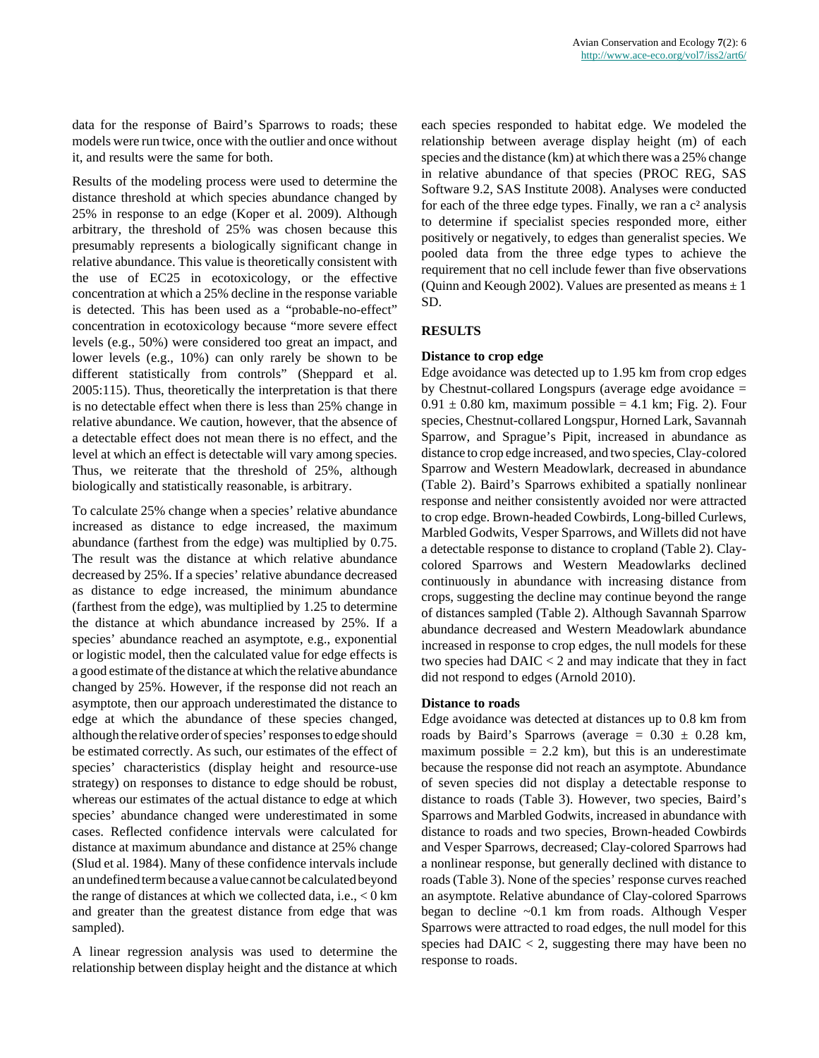data for the response of Baird's Sparrows to roads; these models were run twice, once with the outlier and once without it, and results were the same for both.

Results of the modeling process were used to determine the distance threshold at which species abundance changed by 25% in response to an edge (Koper et al. 2009). Although arbitrary, the threshold of 25% was chosen because this presumably represents a biologically significant change in relative abundance. This value is theoretically consistent with the use of EC25 in ecotoxicology, or the effective concentration at which a 25% decline in the response variable is detected. This has been used as a "probable-no-effect" concentration in ecotoxicology because "more severe effect levels (e.g., 50%) were considered too great an impact, and lower levels (e.g., 10%) can only rarely be shown to be different statistically from controls" (Sheppard et al. 2005:115). Thus, theoretically the interpretation is that there is no detectable effect when there is less than 25% change in relative abundance. We caution, however, that the absence of a detectable effect does not mean there is no effect, and the level at which an effect is detectable will vary among species. Thus, we reiterate that the threshold of 25%, although biologically and statistically reasonable, is arbitrary.

To calculate 25% change when a species' relative abundance increased as distance to edge increased, the maximum abundance (farthest from the edge) was multiplied by 0.75. The result was the distance at which relative abundance decreased by 25%. If a species' relative abundance decreased as distance to edge increased, the minimum abundance (farthest from the edge), was multiplied by 1.25 to determine the distance at which abundance increased by 25%. If a species' abundance reached an asymptote, e.g., exponential or logistic model, then the calculated value for edge effects is a good estimate of the distance at which the relative abundance changed by 25%. However, if the response did not reach an asymptote, then our approach underestimated the distance to edge at which the abundance of these species changed, although the relative order of species' responses to edge should be estimated correctly. As such, our estimates of the effect of species' characteristics (display height and resource-use strategy) on responses to distance to edge should be robust, whereas our estimates of the actual distance to edge at which species' abundance changed were underestimated in some cases. Reflected confidence intervals were calculated for distance at maximum abundance and distance at 25% change (Slud et al. 1984). Many of these confidence intervals include an undefined term because a value cannot be calculated beyond the range of distances at which we collected data, i.e., < 0 km and greater than the greatest distance from edge that was sampled).

A linear regression analysis was used to determine the relationship between display height and the distance at which each species responded to habitat edge. We modeled the relationship between average display height (m) of each species and the distance (km) at which there was a 25% change in relative abundance of that species (PROC REG, SAS Software 9.2, SAS Institute 2008). Analyses were conducted for each of the three edge types. Finally, we ran a $c^2$ analysis to determine if specialist species responded more, either positively or negatively, to edges than generalist species. We pooled data from the three edge types to achieve the requirement that no cell include fewer than five observations (Quinn and Keough 2002). Values are presented as means ± 1 SD.

## RESULTS

### Distance to crop edge

Edge avoidance was detected up to 1.95 km from crop edges by Chestnut-collared Longspurs (average edge avoidance = 0.91 ± 0.80 km, maximum possible = 4.1 km; Fig. 2). Four species, Chestnut-collared Longspur, Horned Lark, Savannah Sparrow, and Sprague's Pipit, increased in abundance as distance to crop edge increased, and two species, Clay-colored Sparrow and Western Meadowlark, decreased in abundance (Table 2). Baird's Sparrows exhibited a spatially nonlinear response and neither consistently avoided nor were attracted to crop edge. Brown-headed Cowbirds, Long-billed Curlews, Marbled Godwits, Vesper Sparrows, and Willets did not have a detectable response to distance to cropland (Table 2). Clay-colored Sparrows and Western Meadowlarks declined continuously in abundance with increasing distance from crops, suggesting the decline may continue beyond the range of distances sampled (Table 2). Although Savannah Sparrow abundance decreased and Western Meadowlark abundance increased in response to crop edges, the null models for these two species had DAIC < 2 and may indicate that they in fact did not respond to edges (Arnold 2010).

### Distance to roads

Edge avoidance was detected at distances up to 0.8 km from roads by Baird's Sparrows (average = 0.30 ± 0.28 km, maximum possible = 2.2 km), but this is an underestimate because the response did not reach an asymptote. Abundance of seven species did not display a detectable response to distance to roads (Table 3). However, two species, Baird's Sparrows and Marbled Godwits, increased in abundance with distance to roads and two species, Brown-headed Cowbirds and Vesper Sparrows, decreased; Clay-colored Sparrows had a nonlinear response, but generally declined with distance to roads (Table 3). None of the species' response curves reached an asymptote. Relative abundance of Clay-colored Sparrows began to decline ~0.1 km from roads. Although Vesper Sparrows were attracted to road edges, the null model for this species had DAIC < 2, suggesting there may have been no response to roads.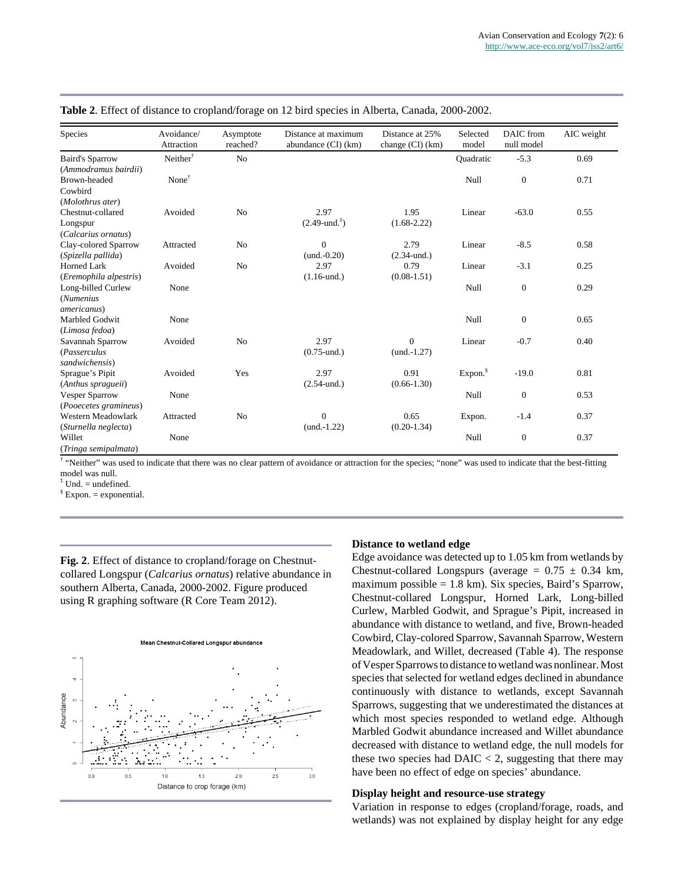**Table 2**. Effect of distance to cropland/forage on 12 bird species in Alberta, Canada, 2000-2002.

| Species | Avoidance/ Attraction | Asymptote reached? | Distance at maximum abundance (CI) (km) | Distance at 25% change (CI) (km) | Selected model | DAIC from null model | AIC weight |
|---|---|---|---|---|---|---|---|
| Baird's Sparrow (*Ammodramus bairdii*) | Neither[†] | No | | | Quadratic | -5.3 | 0.69 |
| Brown-headed Cowbird (*Molothrus ater*) | None[†] | | | | Null | 0 | 0.71 |
| Chestnut-collared Longspur (*Calcarius ornatus*) | Avoided | No | 2.97 (2.49-und.[‡]) | 1.95 (1.68-2.22) | Linear | -63.0 | 0.55 |
| Clay-colored Sparrow (*Spizella pallida*) | Attracted | No | 0 (und.-0.20) | 2.79 (2.34-und.) | Linear | -8.5 | 0.58 |
| Horned Lark (*Eremophila alpestris*) | Avoided | No | 2.97 (1.16-und.) | 0.79 (0.08-1.51) | Linear | -3.1 | 0.25 |
| Long-billed Curlew (*Numenius americanus*) | None | | | | Null | 0 | 0.29 |
| Marbled Godwit (*Limosa fedoa*) | None | | | | Null | 0 | 0.65 |
| Savannah Sparrow (*Passerculus sandwichensis*) | Avoided | No | 2.97 (0.75-und.) | 0 (und.-1.27) | Linear | -0.7 | 0.40 |
| Sprague's Pipit (*Anthus spragueii*) | Avoided | Yes | 2.97 (2.54-und.) | 0.91 (0.66-1.30) | Expon.[§] | -19.0 | 0.81 |
| Vesper Sparrow (*Pooecetes gramineus*) | None | | | | Null | 0 | 0.53 |
| Western Meadowlark (*Sturnella neglecta*) | Attracted | No | 0 (und.-1.22) | 0.65 (0.20-1.34) | Expon. | -1.4 | 0.37 |
| Willet (*Tringa semipalmata*) | None | | | | Null | 0 | 0.37 |

[†] "Neither" was used to indicate that there was no clear pattern of avoidance or attraction for the species; "none" was used to indicate that the best-fitting model was null.
[‡] Und. = undefined.
[§] Expon. = exponential.

**Fig. 2**. Effect of distance to cropland/forage on Chestnut-collared Longspur (*Calcarius ornatus*) relative abundance in southern Alberta, Canada, 2000-2002. Figure produced using R graphing software (R Core Team 2012).

### Distance to wetland edge

Edge avoidance was detected up to 1.05 km from wetlands by Chestnut-collared Longspurs (average = 0.75 ± 0.34 km, maximum possible = 1.8 km). Six species, Baird's Sparrow, Chestnut-collared Longspur, Horned Lark, Long-billed Curlew, Marbled Godwit, and Sprague's Pipit, increased in abundance with distance to wetland, and five, Brown-headed Cowbird, Clay-colored Sparrow, Savannah Sparrow, Western Meadowlark, and Willet, decreased (Table 4). The response of Vesper Sparrows to distance to wetland was nonlinear. Most species that selected for wetland edges declined in abundance continuously with distance to wetlands, except Savannah Sparrows, suggesting that we underestimated the distances at which most species responded to wetland edge. Although Marbled Godwit abundance increased and Willet abundance decreased with distance to wetland edge, the null models for these two species had DAIC < 2, suggesting that there may have been no effect of edge on species' abundance.

### Display height and resource-use strategy

Variation in response to edges (cropland/forage, roads, and wetlands) was not explained by display height for any edge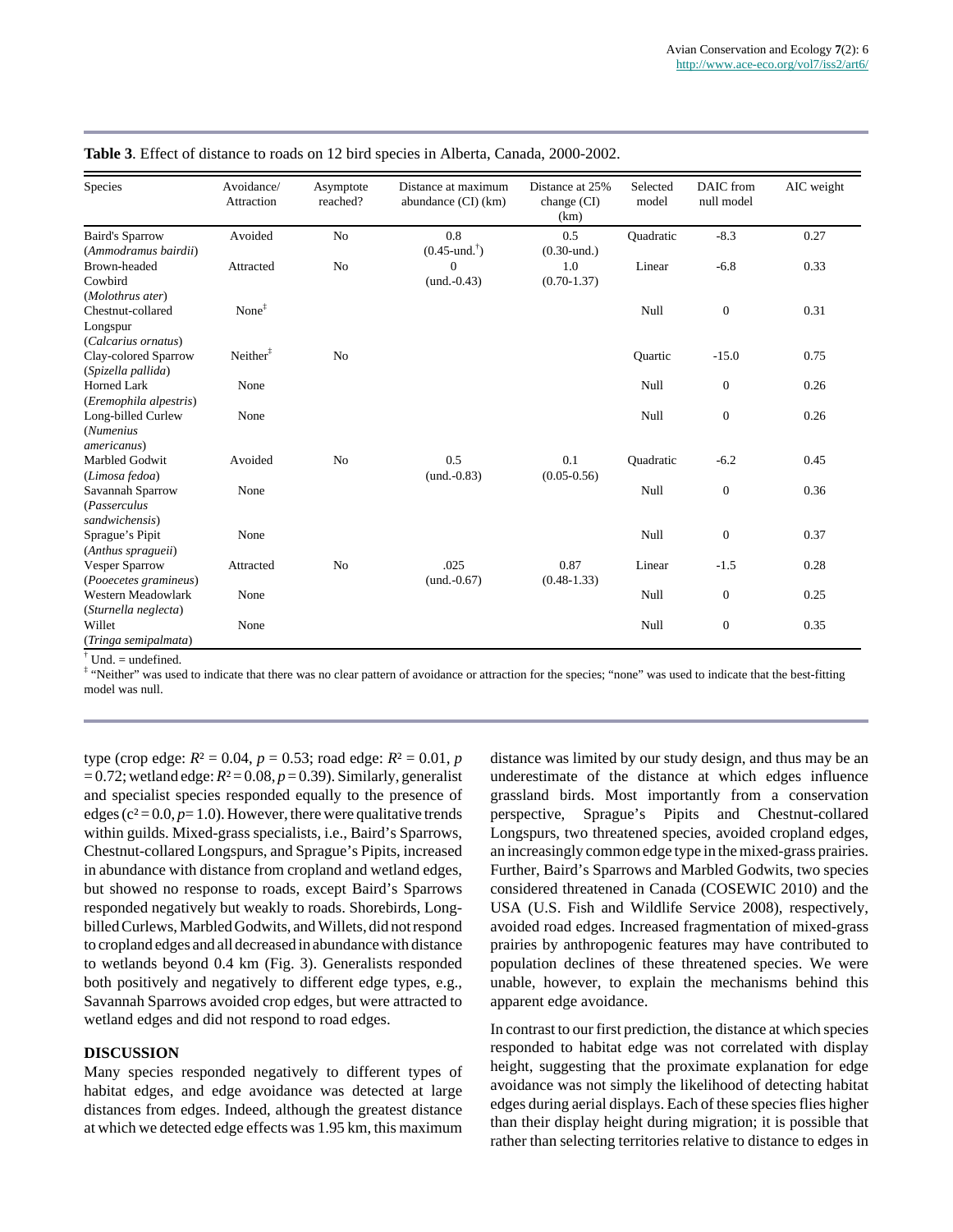**Table 3**. Effect of distance to roads on 12 bird species in Alberta, Canada, 2000-2002.

| Species | Avoidance/ Attraction | Asymptote reached? | Distance at maximum abundance (CI) (km) | Distance at 25% change (CI) (km) | Selected model | DAIC from null model | AIC weight |
|---|---|---|---|---|---|---|---|
| Baird's Sparrow (*Ammodramus bairdii*) | Avoided | No | 0.8 (0.45-und.[†]) | 0.5 (0.30-und.) | Quadratic | -8.3 | 0.27 |
| Brown-headed Cowbird (*Molothrus ater*) | Attracted | No | 0 (und.-0.43) | 1.0 (0.70-1.37) | Linear | -6.8 | 0.33 |
| Chestnut-collared Longspur (*Calcarius ornatus*) | None[‡] | | | | Null | 0 | 0.31 |
| Clay-colored Sparrow (*Spizella pallida*) | Neither[‡] | No | | | Quartic | -15.0 | 0.75 |
| Horned Lark (*Eremophila alpestris*) | None | | | | Null | 0 | 0.26 |
| Long-billed Curlew (*Numenius americanus*) | None | | | | Null | 0 | 0.26 |
| Marbled Godwit (*Limosa fedoa*) | Avoided | No | 0.5 (und.-0.83) | 0.1 (0.05-0.56) | Quadratic | -6.2 | 0.45 |
| Savannah Sparrow (*Passerculus sandwichensis*) | None | | | | Null | 0 | 0.36 |
| Sprague's Pipit (*Anthus spragueii*) | None | | | | Null | 0 | 0.37 |
| Vesper Sparrow (*Pooecetes gramineus*) | Attracted | No | .025 (und.-0.67) | 0.87 (0.48-1.33) | Linear | -1.5 | 0.28 |
| Western Meadowlark (*Sturnella neglecta*) | None | | | | Null | 0 | 0.25 |
| Willet (*Tringa semipalmata*) | None | | | | Null | 0 | 0.35 |

[†] Und. = undefined.
[‡] "Neither" was used to indicate that there was no clear pattern of avoidance or attraction for the species; "none" was used to indicate that the best-fitting model was null.

type (crop edge: $R^2 = 0.04$, $p = 0.53$; road edge: $R^2 = 0.01$, $p = 0.72$; wetland edge: $R^2 = 0.08$, $p = 0.39$). Similarly, generalist and specialist species responded equally to the presence of edges ($c^2 = 0.0$, $p = 1.0$). However, there were qualitative trends within guilds. Mixed-grass specialists, i.e., Baird's Sparrows, Chestnut-collared Longspurs, and Sprague's Pipits, increased in abundance with distance from cropland and wetland edges, but showed no response to roads, except Baird's Sparrows responded negatively but weakly to roads. Shorebirds, Long-billed Curlews, Marbled Godwits, and Willets, did not respond to cropland edges and all decreased in abundance with distance to wetlands beyond 0.4 km (Fig. 3). Generalists responded both positively and negatively to different edge types, e.g., Savannah Sparrows avoided crop edges, but were attracted to wetland edges and did not respond to road edges.

## DISCUSSION

Many species responded negatively to different types of habitat edges, and edge avoidance was detected at large distances from edges. Indeed, although the greatest distance at which we detected edge effects was 1.95 km, this maximum distance was limited by our study design, and thus may be an underestimate of the distance at which edges influence grassland birds. Most importantly from a conservation perspective, Sprague's Pipits and Chestnut-collared Longspurs, two threatened species, avoided cropland edges, an increasingly common edge type in the mixed-grass prairies. Further, Baird's Sparrows and Marbled Godwits, two species considered threatened in Canada (COSEWIC 2010) and the USA (U.S. Fish and Wildlife Service 2008), respectively, avoided road edges. Increased fragmentation of mixed-grass prairies by anthropogenic features may have contributed to population declines of these threatened species. We were unable, however, to explain the mechanisms behind this apparent edge avoidance.

In contrast to our first prediction, the distance at which species responded to habitat edge was not correlated with display height, suggesting that the proximate explanation for edge avoidance was not simply the likelihood of detecting habitat edges during aerial displays. Each of these species flies higher than their display height during migration; it is possible that rather than selecting territories relative to distance to edges in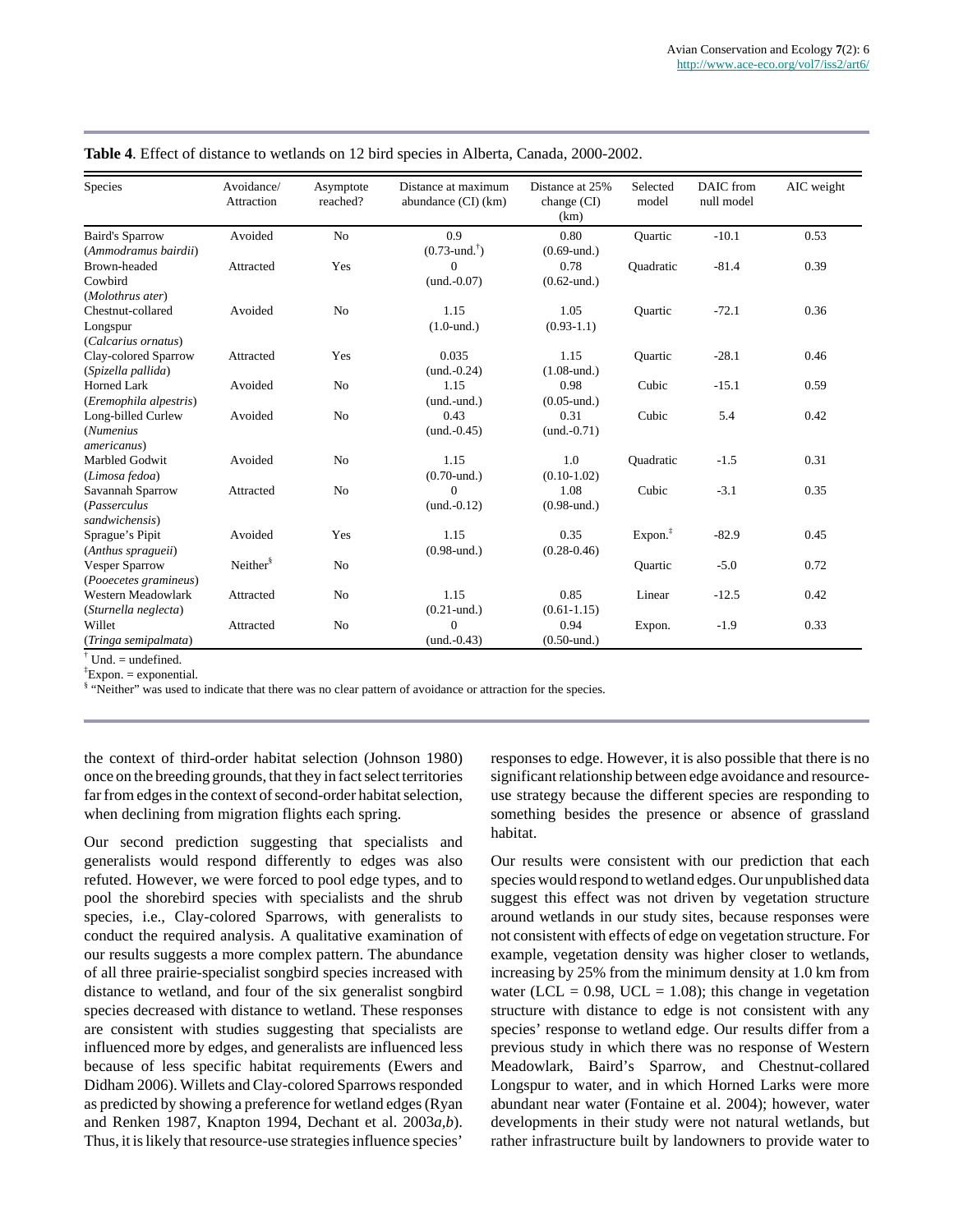**Table 4**. Effect of distance to wetlands on 12 bird species in Alberta, Canada, 2000-2002.

| Species | Avoidance/ Attraction | Asymptote reached? | Distance at maximum abundance (CI) (km) | Distance at 25% change (CI) (km) | Selected model | DAIC from null model | AIC weight |
|---|---|---|---|---|---|---|---|
| Baird's Sparrow (*Ammodramus bairdii*) | Avoided | No | 0.9 (0.73-und.[†]) | 0.80 (0.69-und.) | Quartic | -10.1 | 0.53 |
| Brown-headed Cowbird (*Molothrus ater*) | Attracted | Yes | 0 (und.-0.07) | 0.78 (0.62-und.) | Quadratic | -81.4 | 0.39 |
| Chestnut-collared Longspur (*Calcarius ornatus*) | Avoided | No | 1.15 (1.0-und.) | 1.05 (0.93-1.1) | Quartic | -72.1 | 0.36 |
| Clay-colored Sparrow (*Spizella pallida*) | Attracted | Yes | 0.035 (und.-0.24) | 1.15 (1.08-und.) | Quartic | -28.1 | 0.46 |
| Horned Lark (*Eremophila alpestris*) | Avoided | No | 1.15 (und.-und.) | 0.98 (0.05-und.) | Cubic | -15.1 | 0.59 |
| Long-billed Curlew (*Numenius americanus*) | Avoided | No | 0.43 (und.-0.45) | 0.31 (und.-0.71) | Cubic | 5.4 | 0.42 |
| Marbled Godwit (*Limosa fedoa*) | Avoided | No | 1.15 (0.70-und.) | 1.0 (0.10-1.02) | Quadratic | -1.5 | 0.31 |
| Savannah Sparrow (*Passerculus sandwichensis*) | Attracted | No | 0 (und.-0.12) | 1.08 (0.98-und.) | Cubic | -3.1 | 0.35 |
| Sprague's Pipit (*Anthus spragueii*) | Avoided | Yes | 1.15 (0.98-und.) | 0.35 (0.28-0.46) | Expon.[‡] | -82.9 | 0.45 |
| Vesper Sparrow (*Pooecetes gramineus*) | Neither[§] | No | | | Quartic | -5.0 | 0.72 |
| Western Meadowlark (*Sturnella neglecta*) | Attracted | No | 1.15 (0.21-und.) | 0.85 (0.61-1.15) | Linear | -12.5 | 0.42 |
| Willet (*Tringa semipalmata*) | Attracted | No | 0 (und.-0.43) | 0.94 (0.50-und.) | Expon. | -1.9 | 0.33 |

[†] Und. = undefined.
[‡] Expon. = exponential.
[§] "Neither" was used to indicate that there was no clear pattern of avoidance or attraction for the species.

the context of third-order habitat selection (Johnson 1980) once on the breeding grounds, that they in fact select territories far from edges in the context of second-order habitat selection, when declining from migration flights each spring.

Our second prediction suggesting that specialists and generalists would respond differently to edges was also refuted. However, we were forced to pool edge types, and to pool the shorebird species with specialists and the shrub species, i.e., Clay-colored Sparrows, with generalists to conduct the required analysis. A qualitative examination of our results suggests a more complex pattern. The abundance of all three prairie-specialist songbird species increased with distance to wetland, and four of the six generalist songbird species decreased with distance to wetland. These responses are consistent with studies suggesting that specialists are influenced more by edges, and generalists are influenced less because of less specific habitat requirements (Ewers and Didham 2006). Willets and Clay-colored Sparrows responded as predicted by showing a preference for wetland edges (Ryan and Renken 1987, Knapton 1994, Dechant et al. 2003*a*,*b*). Thus, it is likely that resource-use strategies influence species' responses to edge. However, it is also possible that there is no significant relationship between edge avoidance and resource-use strategy because the different species are responding to something besides the presence or absence of grassland habitat.

Our results were consistent with our prediction that each species would respond to wetland edges. Our unpublished data suggest this effect was not driven by vegetation structure around wetlands in our study sites, because responses were not consistent with effects of edge on vegetation structure. For example, vegetation density was higher closer to wetlands, increasing by 25% from the minimum density at 1.0 km from water (LCL = 0.98, UCL = 1.08); this change in vegetation structure with distance to edge is not consistent with any species' response to wetland edge. Our results differ from a previous study in which there was no response of Western Meadowlark, Baird's Sparrow, and Chestnut-collared Longspur to water, and in which Horned Larks were more abundant near water (Fontaine et al. 2004); however, water developments in their study were not natural wetlands, but rather infrastructure built by landowners to provide water to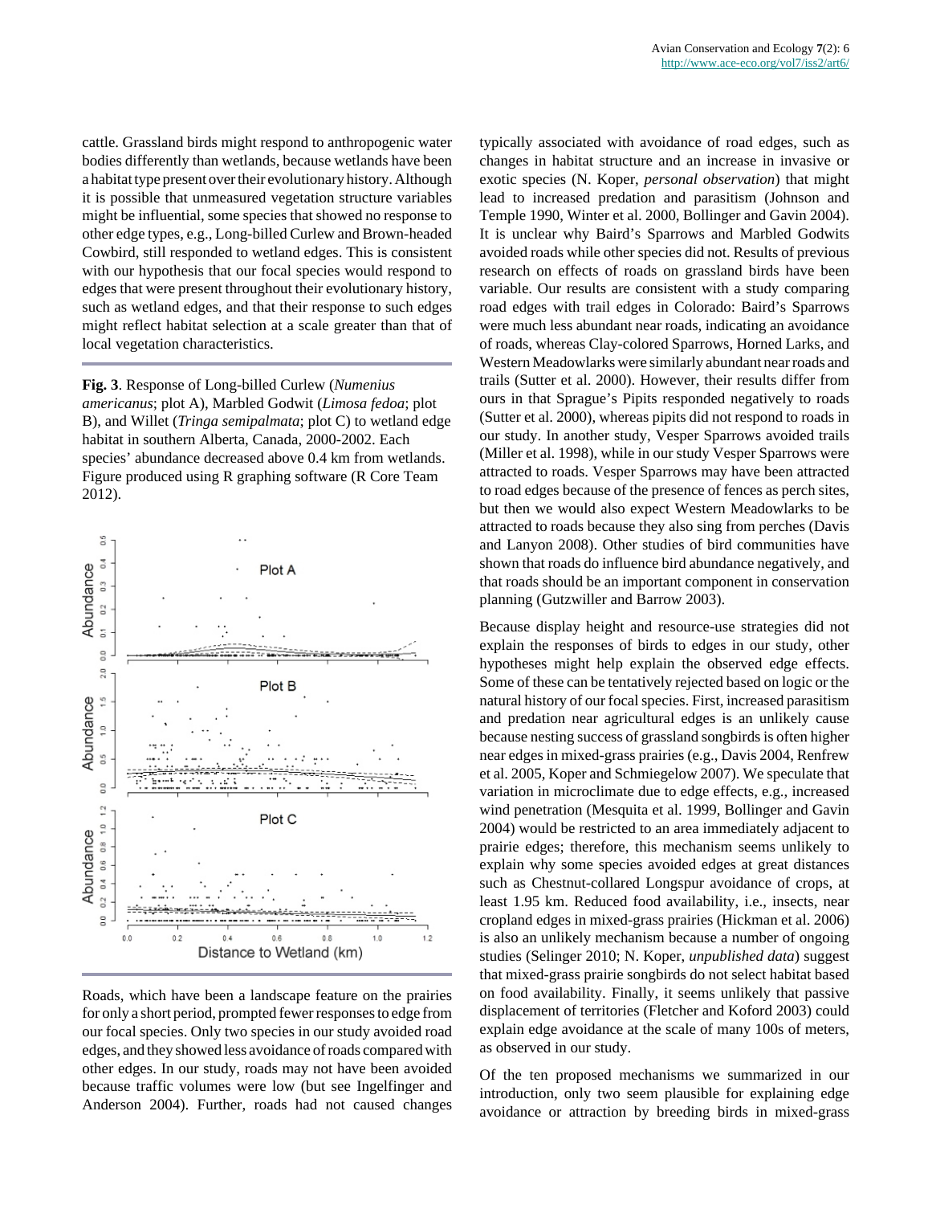cattle. Grassland birds might respond to anthropogenic water bodies differently than wetlands, because wetlands have been a habitat type present over their evolutionary history. Although it is possible that unmeasured vegetation structure variables might be influential, some species that showed no response to other edge types, e.g., Long-billed Curlew and Brown-headed Cowbird, still responded to wetland edges. This is consistent with our hypothesis that our focal species would respond to edges that were present throughout their evolutionary history, such as wetland edges, and that their response to such edges might reflect habitat selection at a scale greater than that of local vegetation characteristics.

**Fig. 3**. Response of Long-billed Curlew (*Numenius americanus*; plot A), Marbled Godwit (*Limosa fedoa*; plot B), and Willet (*Tringa semipalmata*; plot C) to wetland edge habitat in southern Alberta, Canada, 2000-2002. Each species' abundance decreased above 0.4 km from wetlands. Figure produced using R graphing software (R Core Team 2012).

Roads, which have been a landscape feature on the prairies for only a short period, prompted fewer responses to edge from our focal species. Only two species in our study avoided road edges, and they showed less avoidance of roads compared with other edges. In our study, roads may not have been avoided because traffic volumes were low (but see Ingelfinger and Anderson 2004). Further, roads had not caused changes typically associated with avoidance of road edges, such as changes in habitat structure and an increase in invasive or exotic species (N. Koper, *personal observation*) that might lead to increased predation and parasitism (Johnson and Temple 1990, Winter et al. 2000, Bollinger and Gavin 2004). It is unclear why Baird's Sparrows and Marbled Godwits avoided roads while other species did not. Results of previous research on effects of roads on grassland birds have been variable. Our results are consistent with a study comparing road edges with trail edges in Colorado: Baird's Sparrows were much less abundant near roads, indicating an avoidance of roads, whereas Clay-colored Sparrows, Horned Larks, and Western Meadowlarks were similarly abundant near roads and trails (Sutter et al. 2000). However, their results differ from ours in that Sprague's Pipits responded negatively to roads (Sutter et al. 2000), whereas pipits did not respond to roads in our study. In another study, Vesper Sparrows avoided trails (Miller et al. 1998), while in our study Vesper Sparrows were attracted to roads. Vesper Sparrows may have been attracted to road edges because of the presence of fences as perch sites, but then we would also expect Western Meadowlarks to be attracted to roads because they also sing from perches (Davis and Lanyon 2008). Other studies of bird communities have shown that roads do influence bird abundance negatively, and that roads should be an important component in conservation planning (Gutzwiller and Barrow 2003).

Because display height and resource-use strategies did not explain the responses of birds to edges in our study, other hypotheses might help explain the observed edge effects. Some of these can be tentatively rejected based on logic or the natural history of our focal species. First, increased parasitism and predation near agricultural edges is an unlikely cause because nesting success of grassland songbirds is often higher near edges in mixed-grass prairies (e.g., Davis 2004, Renfrew et al. 2005, Koper and Schmiegelow 2007). We speculate that variation in microclimate due to edge effects, e.g., increased wind penetration (Mesquita et al. 1999, Bollinger and Gavin 2004) would be restricted to an area immediately adjacent to prairie edges; therefore, this mechanism seems unlikely to explain why some species avoided edges at great distances such as Chestnut-collared Longspur avoidance of crops, at least 1.95 km. Reduced food availability, i.e., insects, near cropland edges in mixed-grass prairies (Hickman et al. 2006) is also an unlikely mechanism because a number of ongoing studies (Selinger 2010; N. Koper, *unpublished data*) suggest that mixed-grass prairie songbirds do not select habitat based on food availability. Finally, it seems unlikely that passive displacement of territories (Fletcher and Koford 2003) could explain edge avoidance at the scale of many 100s of meters, as observed in our study.

Of the ten proposed mechanisms we summarized in our introduction, only two seem plausible for explaining edge avoidance or attraction by breeding birds in mixed-grass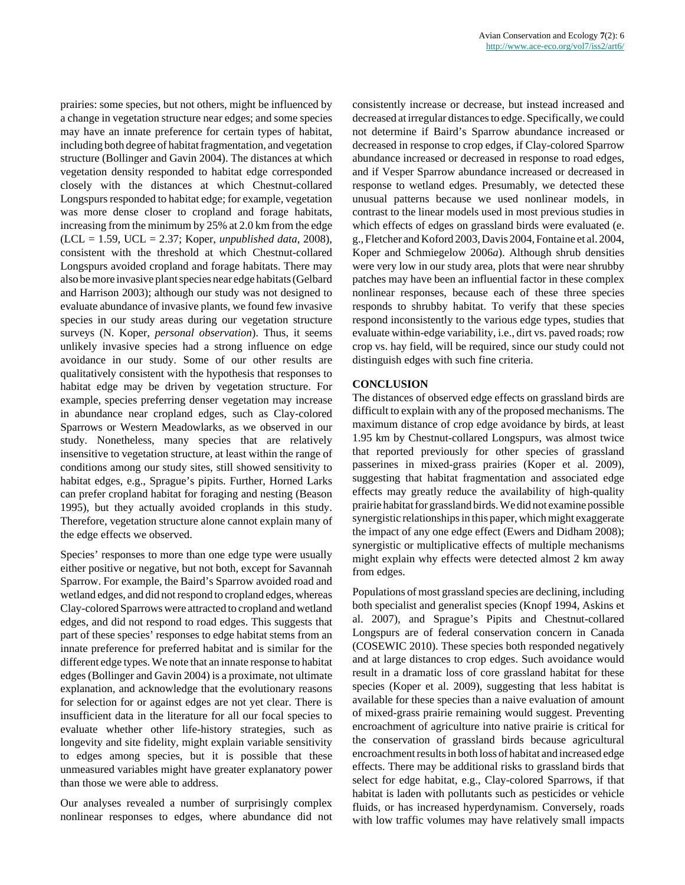prairies: some species, but not others, might be influenced by a change in vegetation structure near edges; and some species may have an innate preference for certain types of habitat, including both degree of habitat fragmentation, and vegetation structure (Bollinger and Gavin 2004). The distances at which vegetation density responded to habitat edge corresponded closely with the distances at which Chestnut-collared Longspurs responded to habitat edge; for example, vegetation was more dense closer to cropland and forage habitats, increasing from the minimum by 25% at 2.0 km from the edge (LCL = 1.59, UCL = 2.37; Koper, *unpublished data*, 2008), consistent with the threshold at which Chestnut-collared Longspurs avoided cropland and forage habitats. There may also be more invasive plant species near edge habitats (Gelbard and Harrison 2003); although our study was not designed to evaluate abundance of invasive plants, we found few invasive species in our study areas during our vegetation structure surveys (N. Koper, *personal observation*). Thus, it seems unlikely invasive species had a strong influence on edge avoidance in our study. Some of our other results are qualitatively consistent with the hypothesis that responses to habitat edge may be driven by vegetation structure. For example, species preferring denser vegetation may increase in abundance near cropland edges, such as Clay-colored Sparrows or Western Meadowlarks, as we observed in our study. Nonetheless, many species that are relatively insensitive to vegetation structure, at least within the range of conditions among our study sites, still showed sensitivity to habitat edges, e.g., Sprague's pipits. Further, Horned Larks can prefer cropland habitat for foraging and nesting (Beason 1995), but they actually avoided croplands in this study. Therefore, vegetation structure alone cannot explain many of the edge effects we observed.

Species' responses to more than one edge type were usually either positive or negative, but not both, except for Savannah Sparrow. For example, the Baird's Sparrow avoided road and wetland edges, and did not respond to cropland edges, whereas Clay-colored Sparrows were attracted to cropland and wetland edges, and did not respond to road edges. This suggests that part of these species' responses to edge habitat stems from an innate preference for preferred habitat and is similar for the different edge types. We note that an innate response to habitat edges (Bollinger and Gavin 2004) is a proximate, not ultimate explanation, and acknowledge that the evolutionary reasons for selection for or against edges are not yet clear. There is insufficient data in the literature for all our focal species to evaluate whether other life-history strategies, such as longevity and site fidelity, might explain variable sensitivity to edges among species, but it is possible that these unmeasured variables might have greater explanatory power than those we were able to address.

Our analyses revealed a number of surprisingly complex nonlinear responses to edges, where abundance did not consistently increase or decrease, but instead increased and decreased at irregular distances to edge. Specifically, we could not determine if Baird's Sparrow abundance increased or decreased in response to crop edges, if Clay-colored Sparrow abundance increased or decreased in response to road edges, and if Vesper Sparrow abundance increased or decreased in response to wetland edges. Presumably, we detected these unusual patterns because we used nonlinear models, in contrast to the linear models used in most previous studies in which effects of edges on grassland birds were evaluated (e. g., Fletcher and Koford 2003, Davis 2004, Fontaine et al. 2004, Koper and Schmiegelow 2006*a*). Although shrub densities were very low in our study area, plots that were near shrubby patches may have been an influential factor in these complex nonlinear responses, because each of these three species responds to shrubby habitat. To verify that these species respond inconsistently to the various edge types, studies that evaluate within-edge variability, i.e., dirt vs. paved roads; row crop vs. hay field, will be required, since our study could not distinguish edges with such fine criteria.

## CONCLUSION

The distances of observed edge effects on grassland birds are difficult to explain with any of the proposed mechanisms. The maximum distance of crop edge avoidance by birds, at least 1.95 km by Chestnut-collared Longspurs, was almost twice that reported previously for other species of grassland passerines in mixed-grass prairies (Koper et al. 2009), suggesting that habitat fragmentation and associated edge effects may greatly reduce the availability of high-quality prairie habitat for grassland birds. We did not examine possible synergistic relationships in this paper, which might exaggerate the impact of any one edge effect (Ewers and Didham 2008); synergistic or multiplicative effects of multiple mechanisms might explain why effects were detected almost 2 km away from edges.

Populations of most grassland species are declining, including both specialist and generalist species (Knopf 1994, Askins et al. 2007), and Sprague's Pipits and Chestnut-collared Longspurs are of federal conservation concern in Canada (COSEWIC 2010). These species both responded negatively and at large distances to crop edges. Such avoidance would result in a dramatic loss of core grassland habitat for these species (Koper et al. 2009), suggesting that less habitat is available for these species than a naive evaluation of amount of mixed-grass prairie remaining would suggest. Preventing encroachment of agriculture into native prairie is critical for the conservation of grassland birds because agricultural encroachment results in both loss of habitat and increased edge effects. There may be additional risks to grassland birds that select for edge habitat, e.g., Clay-colored Sparrows, if that habitat is laden with pollutants such as pesticides or vehicle fluids, or has increased hyperdynamism. Conversely, roads with low traffic volumes may have relatively small impacts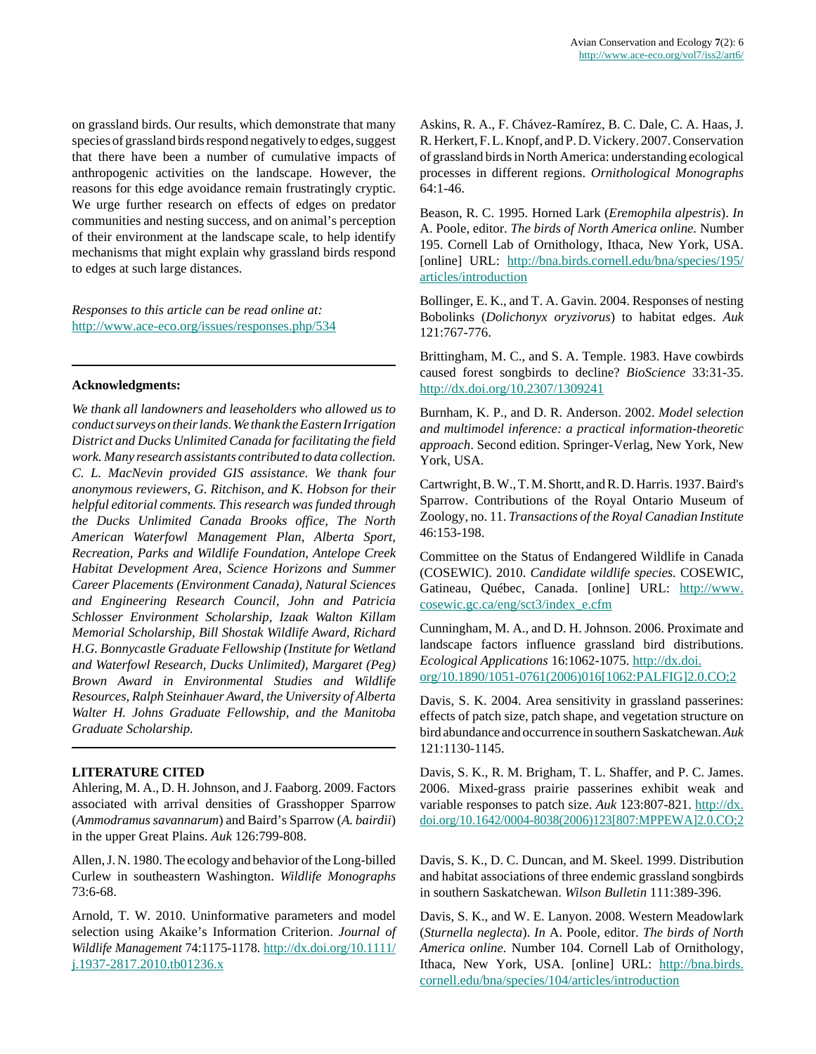on grassland birds. Our results, which demonstrate that many species of grassland birds respond negatively to edges, suggest that there have been a number of cumulative impacts of anthropogenic activities on the landscape. However, the reasons for this edge avoidance remain frustratingly cryptic. We urge further research on effects of edges on predator communities and nesting success, and on animal's perception of their environment at the landscape scale, to help identify mechanisms that might explain why grassland birds respond to edges at such large distances.

*Responses to this article can be read online at:*
http://www.ace-eco.org/issues/responses.php/534

---

**Acknowledgments:**

*We thank all landowners and leaseholders who allowed us to conduct surveys on their lands. We thank the Eastern Irrigation District and Ducks Unlimited Canada for facilitating the field work. Many research assistants contributed to data collection. C. L. MacNevin provided GIS assistance. We thank four anonymous reviewers, G. Ritchison, and K. Hobson for their helpful editorial comments. This research was funded through the Ducks Unlimited Canada Brooks office, The North American Waterfowl Management Plan, Alberta Sport, Recreation, Parks and Wildlife Foundation, Antelope Creek Habitat Development Area, Science Horizons and Summer Career Placements (Environment Canada), Natural Sciences and Engineering Research Council, John and Patricia Schlosser Environment Scholarship, Izaak Walton Killam Memorial Scholarship, Bill Shostak Wildlife Award, Richard H.G. Bonnycastle Graduate Fellowship (Institute for Wetland and Waterfowl Research, Ducks Unlimited), Margaret (Peg) Brown Award in Environmental Studies and Wildlife Resources, Ralph Steinhauer Award, the University of Alberta Walter H. Johns Graduate Fellowship, and the Manitoba Graduate Scholarship.*

---

**LITERATURE CITED**

Ahlering, M. A., D. H. Johnson, and J. Faaborg. 2009. Factors associated with arrival densities of Grasshopper Sparrow (*Ammodramus savannarum*) and Baird's Sparrow (*A. bairdii*) in the upper Great Plains. *Auk* 126:799-808.

Allen, J. N. 1980. The ecology and behavior of the Long-billed Curlew in southeastern Washington. *Wildlife Monographs* 73:6-68.

Arnold, T. W. 2010. Uninformative parameters and model selection using Akaike's Information Criterion. *Journal of Wildlife Management* 74:1175-1178. http://dx.doi.org/10.1111/j.1937-2817.2010.tb01236.x

Askins, R. A., F. Chávez-Ramírez, B. C. Dale, C. A. Haas, J. R. Herkert, F. L. Knopf, and P. D. Vickery. 2007. Conservation of grassland birds in North America: understanding ecological processes in different regions. *Ornithological Monographs* 64:1-46.

Beason, R. C. 1995. Horned Lark (*Eremophila alpestris*). *In* A. Poole, editor. *The birds of North America online.* Number 195. Cornell Lab of Ornithology, Ithaca, New York, USA. [online] URL: http://bna.birds.cornell.edu/bna/species/195/articles/introduction

Bollinger, E. K., and T. A. Gavin. 2004. Responses of nesting Bobolinks (*Dolichonyx oryzivorus*) to habitat edges. *Auk* 121:767-776.

Brittingham, M. C., and S. A. Temple. 1983. Have cowbirds caused forest songbirds to decline? *BioScience* 33:31-35. http://dx.doi.org/10.2307/1309241

Burnham, K. P., and D. R. Anderson. 2002. *Model selection and multimodel inference: a practical information-theoretic approach*. Second edition. Springer-Verlag, New York, New York, USA.

Cartwright, B. W., T. M. Shortt, and R. D. Harris. 1937. Baird's Sparrow. Contributions of the Royal Ontario Museum of Zoology, no. 11. *Transactions of the Royal Canadian Institute* 46:153-198.

Committee on the Status of Endangered Wildlife in Canada (COSEWIC). 2010. *Candidate wildlife species.* COSEWIC, Gatineau, Québec, Canada. [online] URL: http://www.cosewic.gc.ca/eng/sct3/index_e.cfm

Cunningham, M. A., and D. H. Johnson. 2006. Proximate and landscape factors influence grassland bird distributions. *Ecological Applications* 16:1062-1075. http://dx.doi.org/10.1890/1051-0761(2006)016[1062:PALFIG]2.0.CO;2

Davis, S. K. 2004. Area sensitivity in grassland passerines: effects of patch size, patch shape, and vegetation structure on bird abundance and occurrence in southern Saskatchewan. *Auk* 121:1130-1145.

Davis, S. K., R. M. Brigham, T. L. Shaffer, and P. C. James. 2006. Mixed-grass prairie passerines exhibit weak and variable responses to patch size. *Auk* 123:807-821. http://dx.doi.org/10.1642/0004-8038(2006)123[807:MPPEWA]2.0.CO;2

Davis, S. K., D. C. Duncan, and M. Skeel. 1999. Distribution and habitat associations of three endemic grassland songbirds in southern Saskatchewan. *Wilson Bulletin* 111:389-396.

Davis, S. K., and W. E. Lanyon. 2008. Western Meadowlark (*Sturnella neglecta*). *In* A. Poole, editor. *The birds of North America online.* Number 104. Cornell Lab of Ornithology, Ithaca, New York, USA. [online] URL: http://bna.birds.cornell.edu/bna/species/104/articles/introduction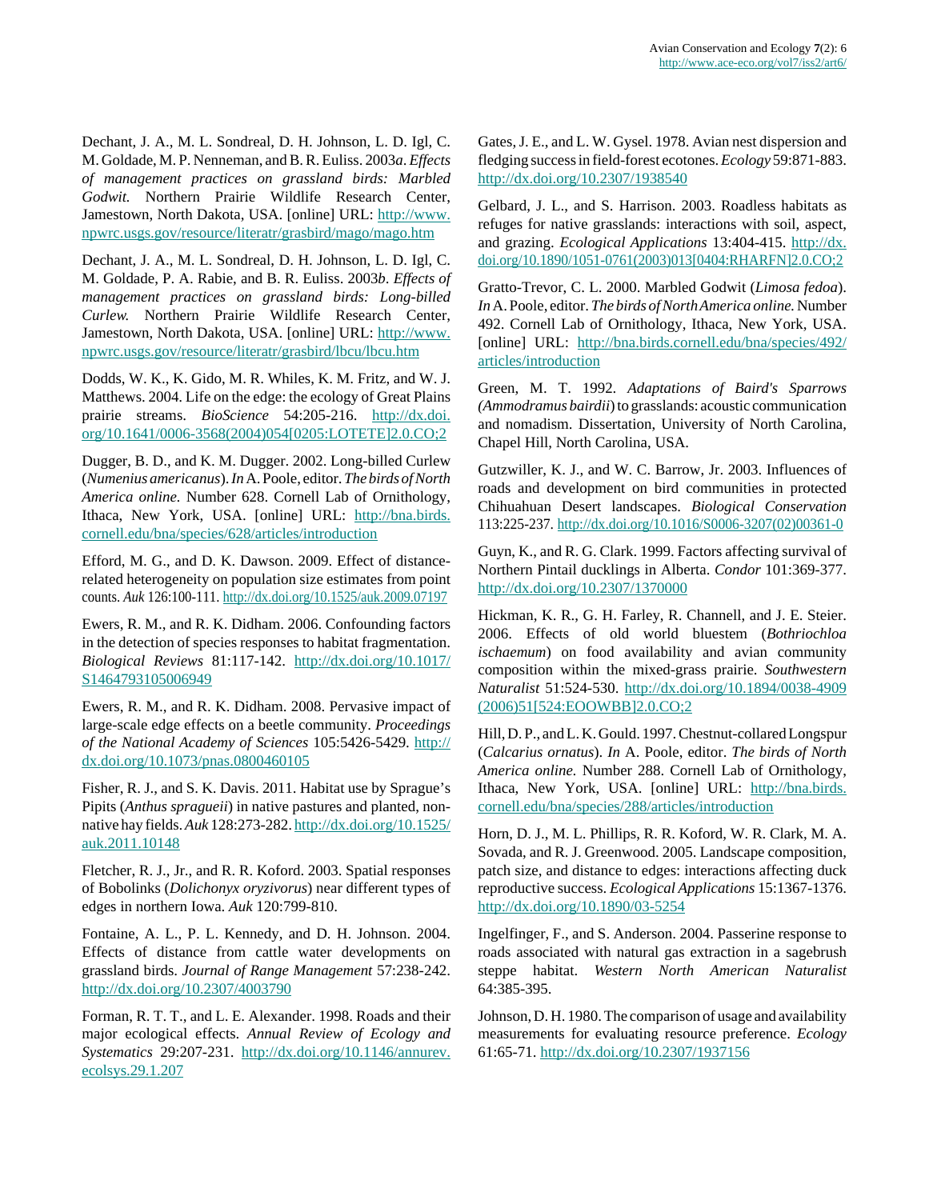Dechant, J. A., M. L. Sondreal, D. H. Johnson, L. D. Igl, C. M. Goldade, M. P. Nenneman, and B. R. Euliss. 2003*a*. *Effects of management practices on grassland birds: Marbled Godwit.* Northern Prairie Wildlife Research Center, Jamestown, North Dakota, USA. [online] URL: http://www.npwrc.usgs.gov/resource/literatr/grasbird/mago/mago.htm

Dechant, J. A., M. L. Sondreal, D. H. Johnson, L. D. Igl, C. M. Goldade, P. A. Rabie, and B. R. Euliss. 2003*b*. *Effects of management practices on grassland birds: Long-billed Curlew.* Northern Prairie Wildlife Research Center, Jamestown, North Dakota, USA. [online] URL: http://www.npwrc.usgs.gov/resource/literatr/grasbird/lbcu/lbcu.htm

Dodds, W. K., K. Gido, M. R. Whiles, K. M. Fritz, and W. J. Matthews. 2004. Life on the edge: the ecology of Great Plains prairie streams. *BioScience* 54:205-216. http://dx.doi.org/10.1641/0006-3568(2004)054[0205:LOTETE]2.0.CO;2

Dugger, B. D., and K. M. Dugger. 2002. Long-billed Curlew (*Numenius americanus*). *In* A. Poole, editor. *The birds of North America online.* Number 628. Cornell Lab of Ornithology, Ithaca, New York, USA. [online] URL: http://bna.birds.cornell.edu/bna/species/628/articles/introduction

Efford, M. G., and D. K. Dawson. 2009. Effect of distance-related heterogeneity on population size estimates from point counts. *Auk* 126:100-111. http://dx.doi.org/10.1525/auk.2009.07197

Ewers, R. M., and R. K. Didham. 2006. Confounding factors in the detection of species responses to habitat fragmentation. *Biological Reviews* 81:117-142. http://dx.doi.org/10.1017/S1464793105006949

Ewers, R. M., and R. K. Didham. 2008. Pervasive impact of large-scale edge effects on a beetle community. *Proceedings of the National Academy of Sciences* 105:5426-5429. http://dx.doi.org/10.1073/pnas.0800460105

Fisher, R. J., and S. K. Davis. 2011. Habitat use by Sprague's Pipits (*Anthus spragueii*) in native pastures and planted, non-native hay fields. *Auk* 128:273-282. http://dx.doi.org/10.1525/auk.2011.10148

Fletcher, R. J., Jr., and R. R. Koford. 2003. Spatial responses of Bobolinks (*Dolichonyx oryzivorus*) near different types of edges in northern Iowa. *Auk* 120:799-810.

Fontaine, A. L., P. L. Kennedy, and D. H. Johnson. 2004. Effects of distance from cattle water developments on grassland birds. *Journal of Range Management* 57:238-242. http://dx.doi.org/10.2307/4003790

Forman, R. T. T., and L. E. Alexander. 1998. Roads and their major ecological effects. *Annual Review of Ecology and Systematics* 29:207-231. http://dx.doi.org/10.1146/annurev.ecolsys.29.1.207

Gates, J. E., and L. W. Gysel. 1978. Avian nest dispersion and fledging success in field-forest ecotones. *Ecology* 59:871-883. http://dx.doi.org/10.2307/1938540

Gelbard, J. L., and S. Harrison. 2003. Roadless habitats as refuges for native grasslands: interactions with soil, aspect, and grazing. *Ecological Applications* 13:404-415. http://dx.doi.org/10.1890/1051-0761(2003)013[0404:RHARFN]2.0.CO;2

Gratto-Trevor, C. L. 2000. Marbled Godwit (*Limosa fedoa*). *In* A. Poole, editor. *The birds of North America online.* Number 492. Cornell Lab of Ornithology, Ithaca, New York, USA. [online] URL: http://bna.birds.cornell.edu/bna/species/492/articles/introduction

Green, M. T. 1992. *Adaptations of Baird's Sparrows (Ammodramus bairdii)* to grasslands: acoustic communication and nomadism. Dissertation, University of North Carolina, Chapel Hill, North Carolina, USA.

Gutzwiller, K. J., and W. C. Barrow, Jr. 2003. Influences of roads and development on bird communities in protected Chihuahuan Desert landscapes. *Biological Conservation* 113:225-237. http://dx.doi.org/10.1016/S0006-3207(02)00361-0

Guyn, K., and R. G. Clark. 1999. Factors affecting survival of Northern Pintail ducklings in Alberta. *Condor* 101:369-377. http://dx.doi.org/10.2307/1370000

Hickman, K. R., G. H. Farley, R. Channell, and J. E. Steier. 2006. Effects of old world bluestem (*Bothriochloa ischaemum*) on food availability and avian community composition within the mixed-grass prairie. *Southwestern Naturalist* 51:524-530. http://dx.doi.org/10.1894/0038-4909(2006)51[524:EOOWBB]2.0.CO;2

Hill, D. P., and L. K. Gould. 1997. Chestnut-collared Longspur (*Calcarius ornatus*). *In* A. Poole, editor. *The birds of North America online.* Number 288. Cornell Lab of Ornithology, Ithaca, New York, USA. [online] URL: http://bna.birds.cornell.edu/bna/species/288/articles/introduction

Horn, D. J., M. L. Phillips, R. R. Koford, W. R. Clark, M. A. Sovada, and R. J. Greenwood. 2005. Landscape composition, patch size, and distance to edges: interactions affecting duck reproductive success. *Ecological Applications* 15:1367-1376. http://dx.doi.org/10.1890/03-5254

Ingelfinger, F., and S. Anderson. 2004. Passerine response to roads associated with natural gas extraction in a sagebrush steppe habitat. *Western North American Naturalist* 64:385-395.

Johnson, D. H. 1980. The comparison of usage and availability measurements for evaluating resource preference. *Ecology* 61:65-71. http://dx.doi.org/10.2307/1937156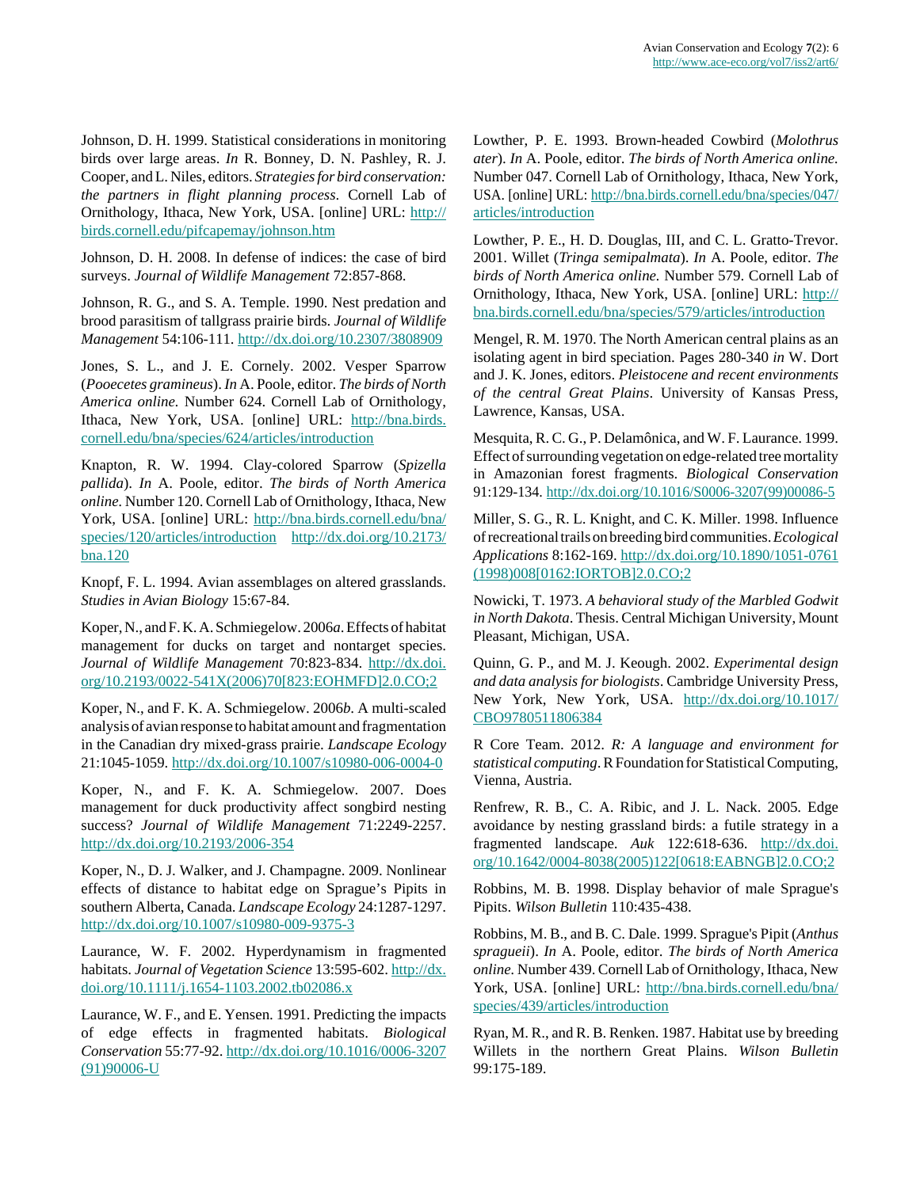Johnson, D. H. 1999. Statistical considerations in monitoring birds over large areas. *In* R. Bonney, D. N. Pashley, R. J. Cooper, and L. Niles, editors. *Strategies for bird conservation: the partners in flight planning process*. Cornell Lab of Ornithology, Ithaca, New York, USA. [online] URL: http://birds.cornell.edu/pifcapemay/johnson.htm

Johnson, D. H. 2008. In defense of indices: the case of bird surveys. *Journal of Wildlife Management* 72:857-868.

Johnson, R. G., and S. A. Temple. 1990. Nest predation and brood parasitism of tallgrass prairie birds. *Journal of Wildlife Management* 54:106-111. http://dx.doi.org/10.2307/3808909

Jones, S. L., and J. E. Cornely. 2002. Vesper Sparrow (*Pooecetes gramineus*). *In* A. Poole, editor. *The birds of North America online*. Number 624. Cornell Lab of Ornithology, Ithaca, New York, USA. [online] URL: http://bna.birds.cornell.edu/bna/species/624/articles/introduction

Knapton, R. W. 1994. Clay-colored Sparrow (*Spizella pallida*). *In* A. Poole, editor. *The birds of North America online*. Number 120. Cornell Lab of Ornithology, Ithaca, New York, USA. [online] URL: http://bna.birds.cornell.edu/bna/species/120/articles/introduction http://dx.doi.org/10.2173/bna.120

Knopf, F. L. 1994. Avian assemblages on altered grasslands. *Studies in Avian Biology* 15:67-84.

Koper, N., and F. K. A. Schmiegelow. 2006*a*. Effects of habitat management for ducks on target and nontarget species. *Journal of Wildlife Management* 70:823-834. http://dx.doi.org/10.2193/0022-541X(2006)70[823:EOHMFD]2.0.CO;2

Koper, N., and F. K. A. Schmiegelow. 2006*b*. A multi-scaled analysis of avian response to habitat amount and fragmentation in the Canadian dry mixed-grass prairie. *Landscape Ecology* 21:1045-1059. http://dx.doi.org/10.1007/s10980-006-0004-0

Koper, N., and F. K. A. Schmiegelow. 2007. Does management for duck productivity affect songbird nesting success? *Journal of Wildlife Management* 71:2249-2257. http://dx.doi.org/10.2193/2006-354

Koper, N., D. J. Walker, and J. Champagne. 2009. Nonlinear effects of distance to habitat edge on Sprague's Pipits in southern Alberta, Canada. *Landscape Ecology* 24:1287-1297. http://dx.doi.org/10.1007/s10980-009-9375-3

Laurance, W. F. 2002. Hyperdynamism in fragmented habitats. *Journal of Vegetation Science* 13:595-602. http://dx.doi.org/10.1111/j.1654-1103.2002.tb02086.x

Laurance, W. F., and E. Yensen. 1991. Predicting the impacts of edge effects in fragmented habitats. *Biological Conservation* 55:77-92. http://dx.doi.org/10.1016/0006-3207(91)90006-U

Lowther, P. E. 1993. Brown-headed Cowbird (*Molothrus ater*). *In* A. Poole, editor. *The birds of North America online.* Number 047. Cornell Lab of Ornithology, Ithaca, New York, USA. [online] URL: http://bna.birds.cornell.edu/bna/species/047/articles/introduction

Lowther, P. E., H. D. Douglas, III, and C. L. Gratto-Trevor. 2001. Willet (*Tringa semipalmata*). *In* A. Poole, editor. *The birds of North America online.* Number 579. Cornell Lab of Ornithology, Ithaca, New York, USA. [online] URL: http://bna.birds.cornell.edu/bna/species/579/articles/introduction

Mengel, R. M. 1970. The North American central plains as an isolating agent in bird speciation. Pages 280-340 *in* W. Dort and J. K. Jones, editors. *Pleistocene and recent environments of the central Great Plains*. University of Kansas Press, Lawrence, Kansas, USA.

Mesquita, R. C. G., P. Delamônica, and W. F. Laurance. 1999. Effect of surrounding vegetation on edge-related tree mortality in Amazonian forest fragments. *Biological Conservation* 91:129-134. http://dx.doi.org/10.1016/S0006-3207(99)00086-5

Miller, S. G., R. L. Knight, and C. K. Miller. 1998. Influence of recreational trails on breeding bird communities. *Ecological Applications* 8:162-169. http://dx.doi.org/10.1890/1051-0761(1998)008[0162:IORTOB]2.0.CO;2

Nowicki, T. 1973. *A behavioral study of the Marbled Godwit in North Dakota*. Thesis. Central Michigan University, Mount Pleasant, Michigan, USA.

Quinn, G. P., and M. J. Keough. 2002. *Experimental design and data analysis for biologists*. Cambridge University Press, New York, New York, USA. http://dx.doi.org/10.1017/CBO9780511806384

R Core Team. 2012. *R: A language and environment for statistical computing*. R Foundation for Statistical Computing, Vienna, Austria.

Renfrew, R. B., C. A. Ribic, and J. L. Nack. 2005. Edge avoidance by nesting grassland birds: a futile strategy in a fragmented landscape. *Auk* 122:618-636. http://dx.doi.org/10.1642/0004-8038(2005)122[0618:EABNGB]2.0.CO;2

Robbins, M. B. 1998. Display behavior of male Sprague's Pipits. *Wilson Bulletin* 110:435-438.

Robbins, M. B., and B. C. Dale. 1999. Sprague's Pipit (*Anthus spragueii*). *In* A. Poole, editor. *The birds of North America online*. Number 439. Cornell Lab of Ornithology, Ithaca, New York, USA. [online] URL: http://bna.birds.cornell.edu/bna/species/439/articles/introduction

Ryan, M. R., and R. B. Renken. 1987. Habitat use by breeding Willets in the northern Great Plains. *Wilson Bulletin* 99:175-189.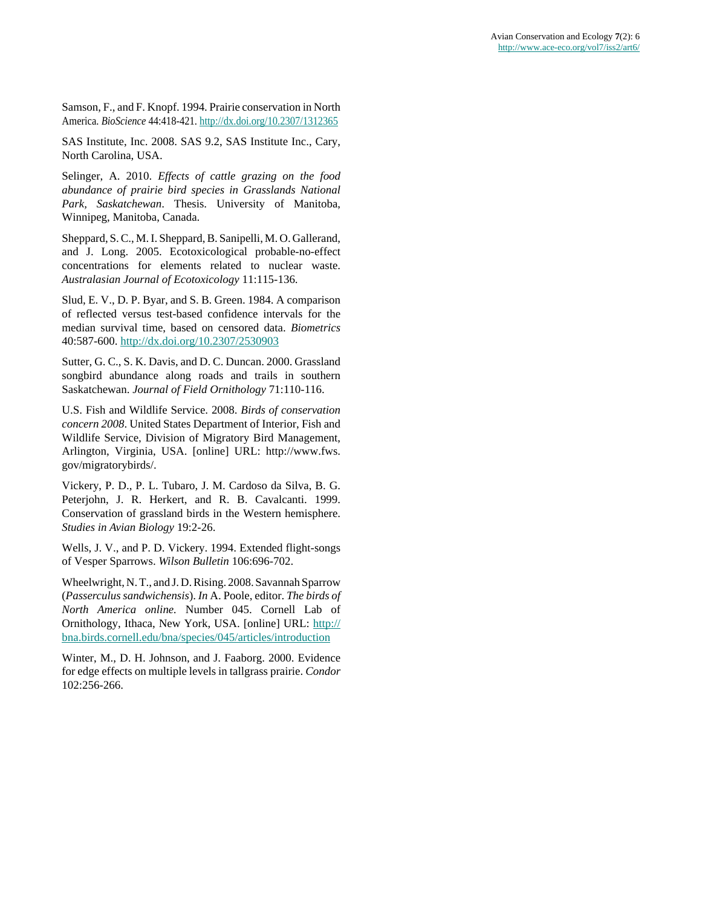Samson, F., and F. Knopf. 1994. Prairie conservation in North America. *BioScience* 44:418-421. http://dx.doi.org/10.2307/1312365

SAS Institute, Inc. 2008. SAS 9.2, SAS Institute Inc., Cary, North Carolina, USA.

Selinger, A. 2010. *Effects of cattle grazing on the food abundance of prairie bird species in Grasslands National Park, Saskatchewan*. Thesis. University of Manitoba, Winnipeg, Manitoba, Canada.

Sheppard, S. C., M. I. Sheppard, B. Sanipelli, M. O. Gallerand, and J. Long. 2005. Ecotoxicological probable-no-effect concentrations for elements related to nuclear waste. *Australasian Journal of Ecotoxicology* 11:115-136.

Slud, E. V., D. P. Byar, and S. B. Green. 1984. A comparison of reflected versus test-based confidence intervals for the median survival time, based on censored data. *Biometrics* 40:587-600. http://dx.doi.org/10.2307/2530903

Sutter, G. C., S. K. Davis, and D. C. Duncan. 2000. Grassland songbird abundance along roads and trails in southern Saskatchewan. *Journal of Field Ornithology* 71:110-116.

U.S. Fish and Wildlife Service. 2008. *Birds of conservation concern 2008*. United States Department of Interior, Fish and Wildlife Service, Division of Migratory Bird Management, Arlington, Virginia, USA. [online] URL: http://www.fws.gov/migratorybirds/.

Vickery, P. D., P. L. Tubaro, J. M. Cardoso da Silva, B. G. Peterjohn, J. R. Herkert, and R. B. Cavalcanti. 1999. Conservation of grassland birds in the Western hemisphere. *Studies in Avian Biology* 19:2-26.

Wells, J. V., and P. D. Vickery. 1994. Extended flight-songs of Vesper Sparrows. *Wilson Bulletin* 106:696-702.

Wheelwright, N. T., and J. D. Rising. 2008. Savannah Sparrow (*Passerculus sandwichensis*). *In* A. Poole, editor. *The birds of North America online.* Number 045. Cornell Lab of Ornithology, Ithaca, New York, USA. [online] URL: http://bna.birds.cornell.edu/bna/species/045/articles/introduction

Winter, M., D. H. Johnson, and J. Faaborg. 2000. Evidence for edge effects on multiple levels in tallgrass prairie. *Condor* 102:256-266.